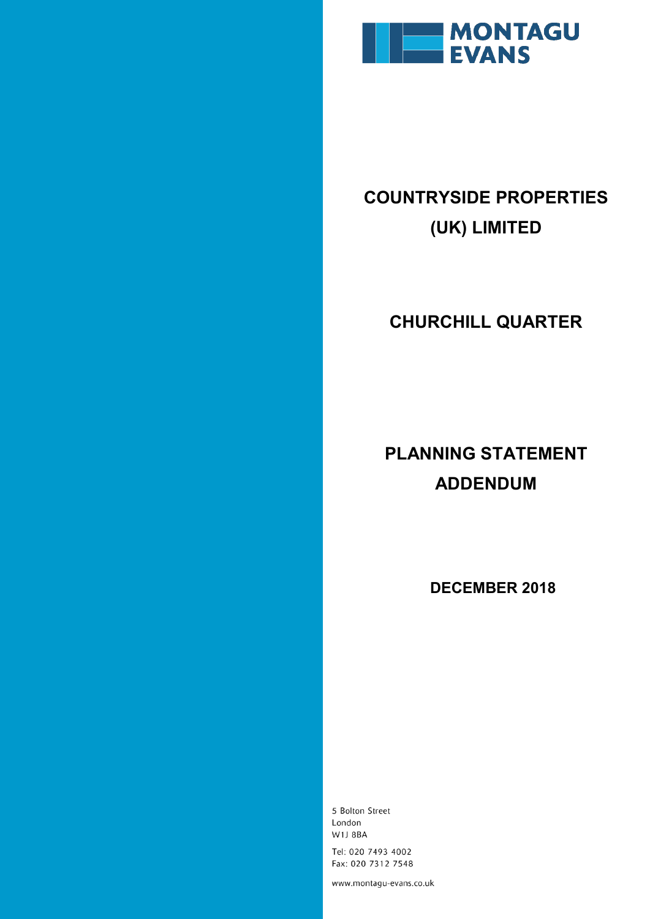MONTAGU EVANS

# COUNTRYSIDE PROPERTIES (UK) LIMITED

# CHURCHILL QUARTER

# PLANNING STATEMENT ADDENDUM

**DECEMBER 2018**

5 Bolton Street
London
W1J 8BA

Tel: 020 7493 4002
Fax: 020 7312 7548

www.montagu-evans.co.uk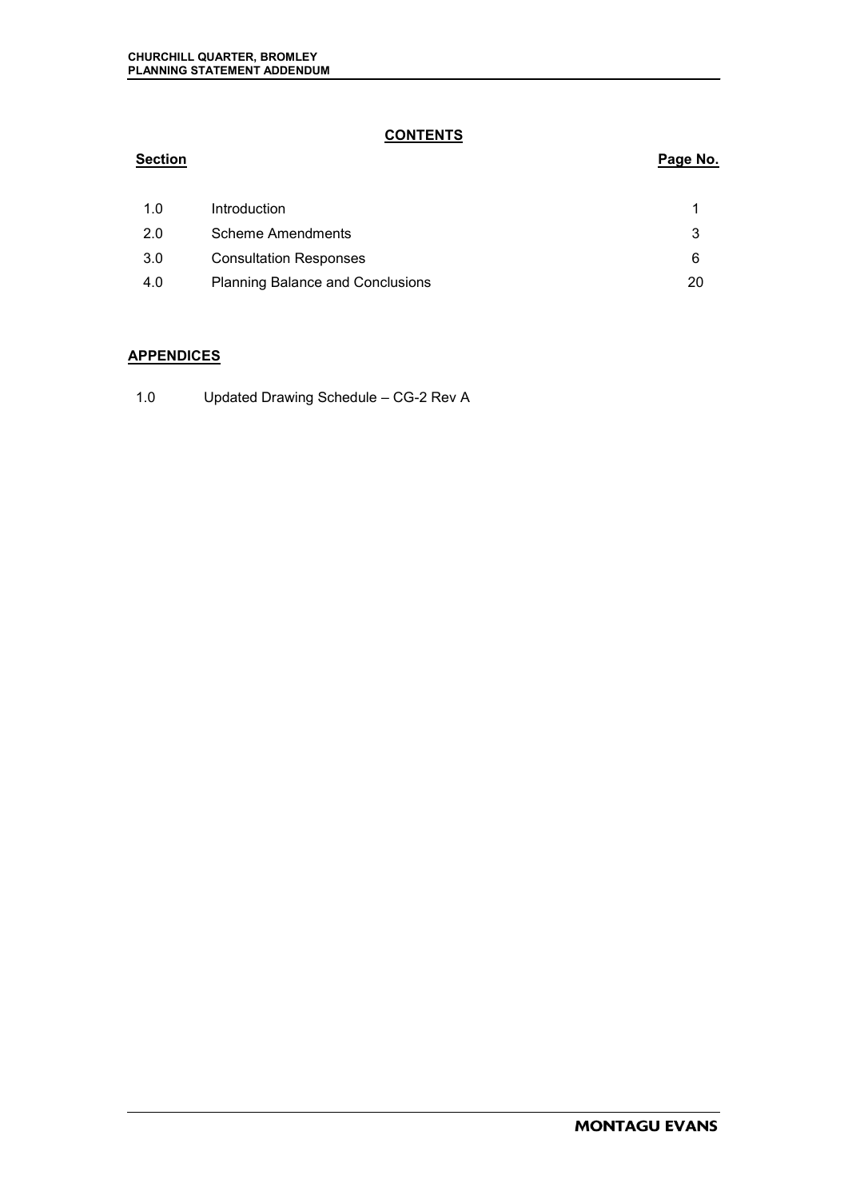## CONTENTS

| Section | | Page No. |
|---|---|---|
| 1.0 | Introduction | 1 |
| 2.0 | Scheme Amendments | 3 |
| 3.0 | Consultation Responses | 6 |
| 4.0 | Planning Balance and Conclusions | 20 |

## APPENDICES

1.0 Updated Drawing Schedule – CG-2 Rev A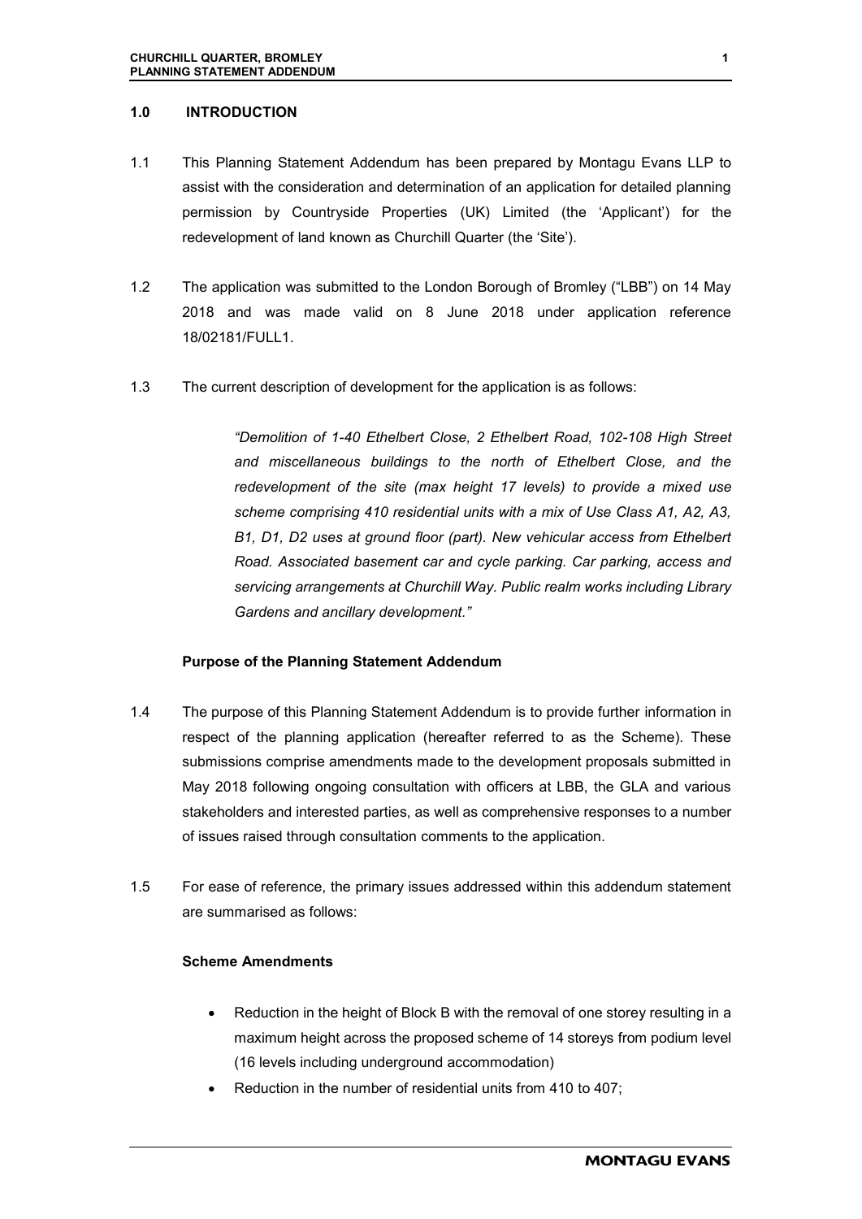## 1.0 INTRODUCTION

1.1 This Planning Statement Addendum has been prepared by Montagu Evans LLP to assist with the consideration and determination of an application for detailed planning permission by Countryside Properties (UK) Limited (the 'Applicant') for the redevelopment of land known as Churchill Quarter (the 'Site').

1.2 The application was submitted to the London Borough of Bromley ("LBB") on 14 May 2018 and was made valid on 8 June 2018 under application reference 18/02181/FULL1.

1.3 The current description of development for the application is as follows:

> *"Demolition of 1-40 Ethelbert Close, 2 Ethelbert Road, 102-108 High Street and miscellaneous buildings to the north of Ethelbert Close, and the redevelopment of the site (max height 17 levels) to provide a mixed use scheme comprising 410 residential units with a mix of Use Class A1, A2, A3, B1, D1, D2 uses at ground floor (part). New vehicular access from Ethelbert Road. Associated basement car and cycle parking. Car parking, access and servicing arrangements at Churchill Way. Public realm works including Library Gardens and ancillary development."*

### Purpose of the Planning Statement Addendum

1.4 The purpose of this Planning Statement Addendum is to provide further information in respect of the planning application (hereafter referred to as the Scheme). These submissions comprise amendments made to the development proposals submitted in May 2018 following ongoing consultation with officers at LBB, the GLA and various stakeholders and interested parties, as well as comprehensive responses to a number of issues raised through consultation comments to the application.

1.5 For ease of reference, the primary issues addressed within this addendum statement are summarised as follows:

### Scheme Amendments

- Reduction in the height of Block B with the removal of one storey resulting in a maximum height across the proposed scheme of 14 storeys from podium level (16 levels including underground accommodation)
- Reduction in the number of residential units from 410 to 407;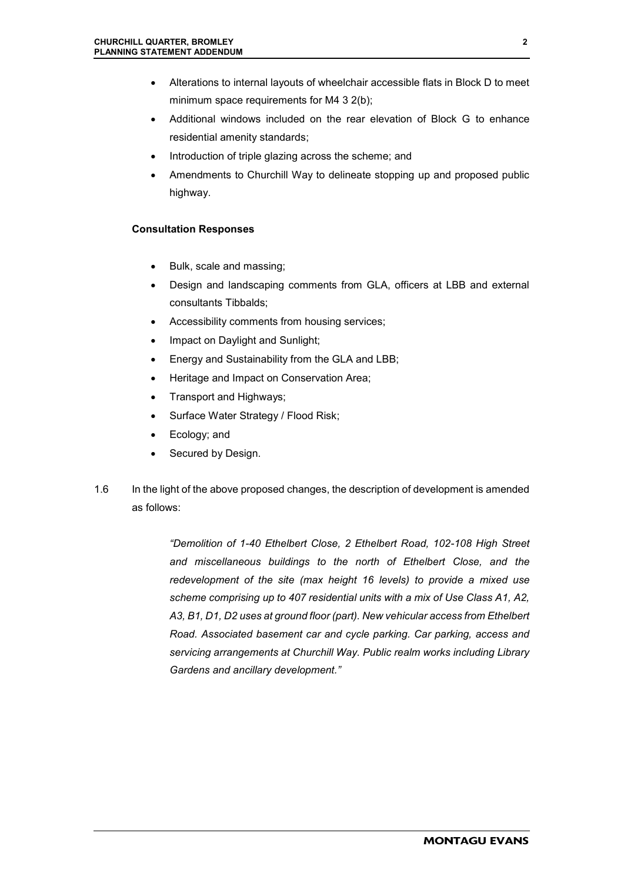- Alterations to internal layouts of wheelchair accessible flats in Block D to meet minimum space requirements for M4 3 2(b);
- Additional windows included on the rear elevation of Block G to enhance residential amenity standards;
- Introduction of triple glazing across the scheme; and
- Amendments to Churchill Way to delineate stopping up and proposed public highway.

**Consultation Responses**

- Bulk, scale and massing;
- Design and landscaping comments from GLA, officers at LBB and external consultants Tibbalds;
- Accessibility comments from housing services;
- Impact on Daylight and Sunlight;
- Energy and Sustainability from the GLA and LBB;
- Heritage and Impact on Conservation Area;
- Transport and Highways;
- Surface Water Strategy / Flood Risk;
- Ecology; and
- Secured by Design.

1.6 In the light of the above proposed changes, the description of development is amended as follows:

> *"Demolition of 1-40 Ethelbert Close, 2 Ethelbert Road, 102-108 High Street and miscellaneous buildings to the north of Ethelbert Close, and the redevelopment of the site (max height 16 levels) to provide a mixed use scheme comprising up to 407 residential units with a mix of Use Class A1, A2, A3, B1, D1, D2 uses at ground floor (part). New vehicular access from Ethelbert Road. Associated basement car and cycle parking. Car parking, access and servicing arrangements at Churchill Way. Public realm works including Library Gardens and ancillary development."*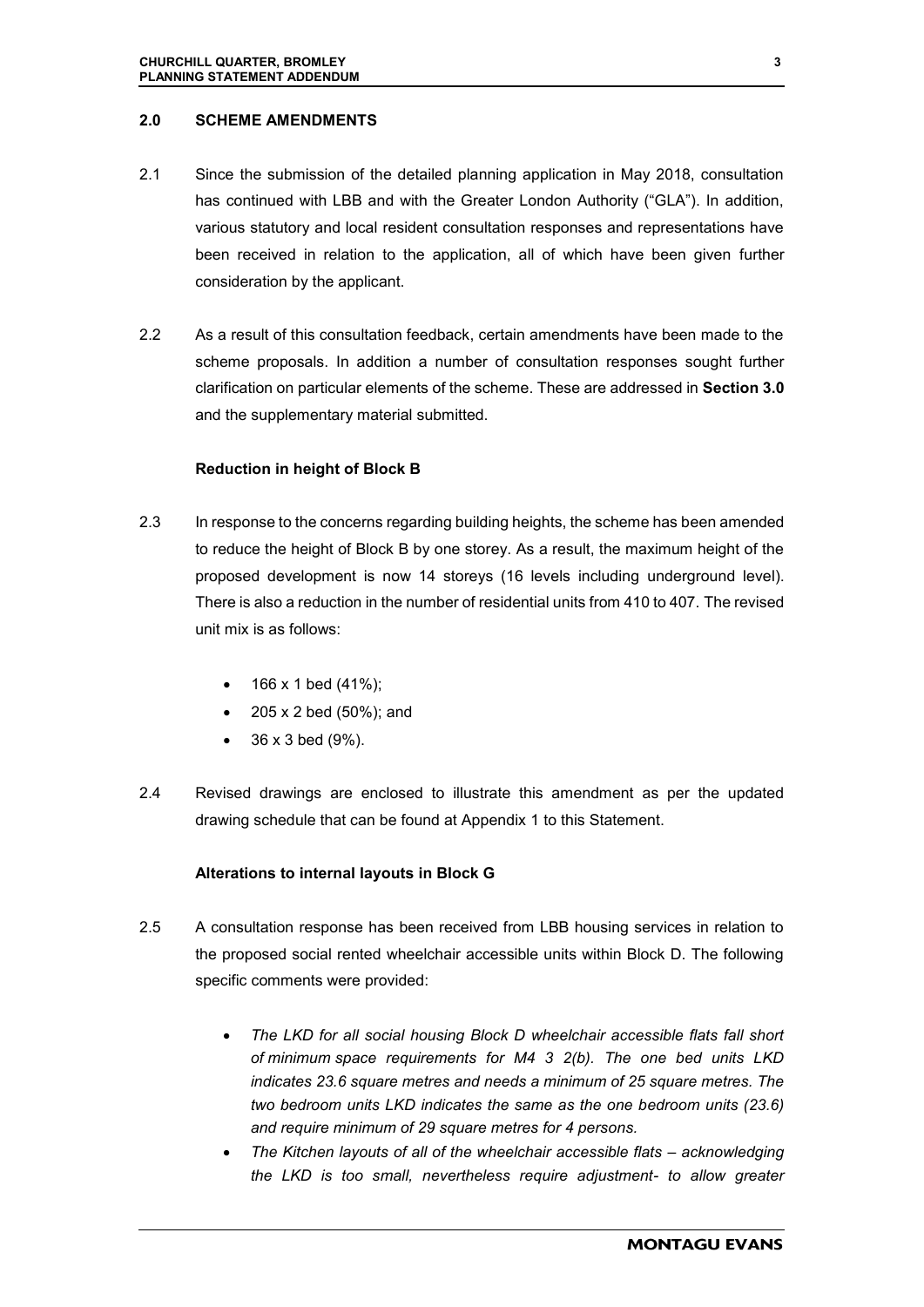## 2.0 SCHEME AMENDMENTS

2.1 Since the submission of the detailed planning application in May 2018, consultation has continued with LBB and with the Greater London Authority ("GLA"). In addition, various statutory and local resident consultation responses and representations have been received in relation to the application, all of which have been given further consideration by the applicant.

2.2 As a result of this consultation feedback, certain amendments have been made to the scheme proposals. In addition a number of consultation responses sought further clarification on particular elements of the scheme. These are addressed in **Section 3.0** and the supplementary material submitted.

### Reduction in height of Block B

2.3 In response to the concerns regarding building heights, the scheme has been amended to reduce the height of Block B by one storey. As a result, the maximum height of the proposed development is now 14 storeys (16 levels including underground level). There is also a reduction in the number of residential units from 410 to 407. The revised unit mix is as follows:

- 166 x 1 bed (41%);
- 205 x 2 bed (50%); and
- 36 x 3 bed (9%).

2.4 Revised drawings are enclosed to illustrate this amendment as per the updated drawing schedule that can be found at Appendix 1 to this Statement.

### Alterations to internal layouts in Block G

2.5 A consultation response has been received from LBB housing services in relation to the proposed social rented wheelchair accessible units within Block D. The following specific comments were provided:

- *The LKD for all social housing Block D wheelchair accessible flats fall short of minimum space requirements for M4 3 2(b). The one bed units LKD indicates 23.6 square metres and needs a minimum of 25 square metres. The two bedroom units LKD indicates the same as the one bedroom units (23.6) and require minimum of 29 square metres for 4 persons.*
- *The Kitchen layouts of all of the wheelchair accessible flats – acknowledging the LKD is too small, nevertheless require adjustment- to allow greater*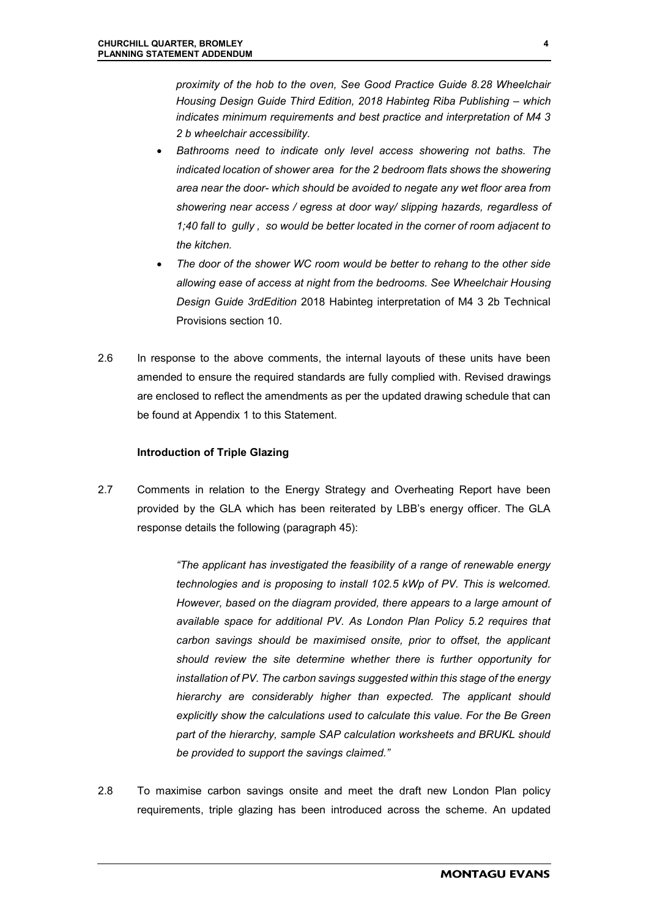*proximity of the hob to the oven, See Good Practice Guide 8.28 Wheelchair Housing Design Guide Third Edition, 2018 Habinteg Riba Publishing – which indicates minimum requirements and best practice and interpretation of M4 3 2 b wheelchair accessibility.*

- *Bathrooms need to indicate only level access showering not baths. The indicated location of shower area for the 2 bedroom flats shows the showering area near the door- which should be avoided to negate any wet floor area from showering near access / egress at door way/ slipping hazards, regardless of 1;40 fall to gully , so would be better located in the corner of room adjacent to the kitchen.*
- *The door of the shower WC room would be better to rehang to the other side allowing ease of access at night from the bedrooms. See Wheelchair Housing Design Guide 3rdEdition* 2018 Habinteg interpretation of M4 3 2b Technical Provisions section 10.

2.6 In response to the above comments, the internal layouts of these units have been amended to ensure the required standards are fully complied with. Revised drawings are enclosed to reflect the amendments as per the updated drawing schedule that can be found at Appendix 1 to this Statement.

**Introduction of Triple Glazing**

2.7 Comments in relation to the Energy Strategy and Overheating Report have been provided by the GLA which has been reiterated by LBB's energy officer. The GLA response details the following (paragraph 45):

> *"The applicant has investigated the feasibility of a range of renewable energy technologies and is proposing to install 102.5 kWp of PV. This is welcomed. However, based on the diagram provided, there appears to a large amount of available space for additional PV. As London Plan Policy 5.2 requires that carbon savings should be maximised onsite, prior to offset, the applicant should review the site determine whether there is further opportunity for installation of PV. The carbon savings suggested within this stage of the energy hierarchy are considerably higher than expected. The applicant should explicitly show the calculations used to calculate this value. For the Be Green part of the hierarchy, sample SAP calculation worksheets and BRUKL should be provided to support the savings claimed."*

2.8 To maximise carbon savings onsite and meet the draft new London Plan policy requirements, triple glazing has been introduced across the scheme. An updated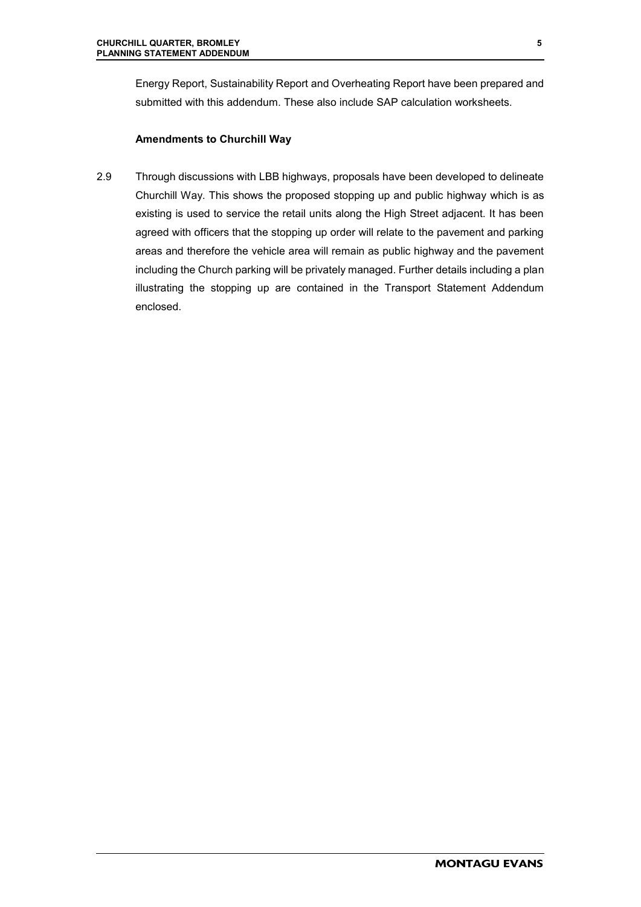Energy Report, Sustainability Report and Overheating Report have been prepared and submitted with this addendum. These also include SAP calculation worksheets.

**Amendments to Churchill Way**

2.9 Through discussions with LBB highways, proposals have been developed to delineate Churchill Way. This shows the proposed stopping up and public highway which is as existing is used to service the retail units along the High Street adjacent. It has been agreed with officers that the stopping up order will relate to the pavement and parking areas and therefore the vehicle area will remain as public highway and the pavement including the Church parking will be privately managed. Further details including a plan illustrating the stopping up are contained in the Transport Statement Addendum enclosed.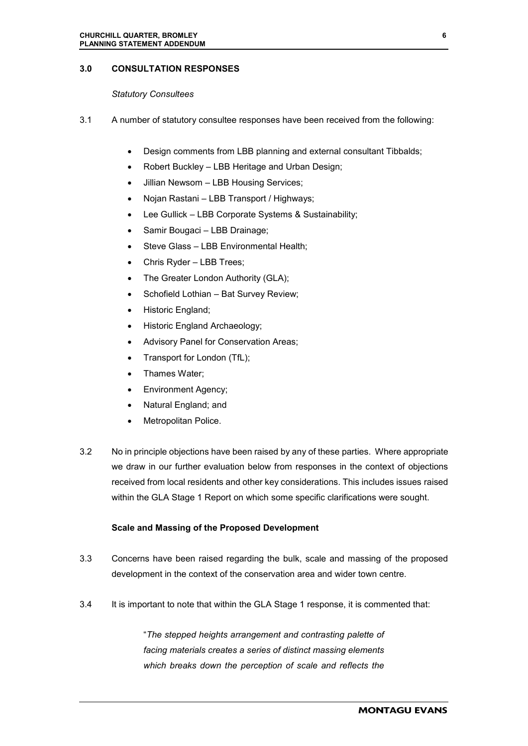## 3.0 CONSULTATION RESPONSES

*Statutory Consultees*

3.1 A number of statutory consultee responses have been received from the following:

- Design comments from LBB planning and external consultant Tibbalds;
- Robert Buckley – LBB Heritage and Urban Design;
- Jillian Newsom – LBB Housing Services;
- Nojan Rastani – LBB Transport / Highways;
- Lee Gullick – LBB Corporate Systems & Sustainability;
- Samir Bougaci – LBB Drainage;
- Steve Glass – LBB Environmental Health;
- Chris Ryder – LBB Trees;
- The Greater London Authority (GLA);
- Schofield Lothian – Bat Survey Review;
- Historic England;
- Historic England Archaeology;
- Advisory Panel for Conservation Areas;
- Transport for London (TfL);
- Thames Water;
- Environment Agency;
- Natural England; and
- Metropolitan Police.

3.2 No in principle objections have been raised by any of these parties. Where appropriate we draw in our further evaluation below from responses in the context of objections received from local residents and other key considerations. This includes issues raised within the GLA Stage 1 Report on which some specific clarifications were sought.

### Scale and Massing of the Proposed Development

3.3 Concerns have been raised regarding the bulk, scale and massing of the proposed development in the context of the conservation area and wider town centre.

3.4 It is important to note that within the GLA Stage 1 response, it is commented that:

> "*The stepped heights arrangement and contrasting palette of facing materials creates a series of distinct massing elements which breaks down the perception of scale and reflects the*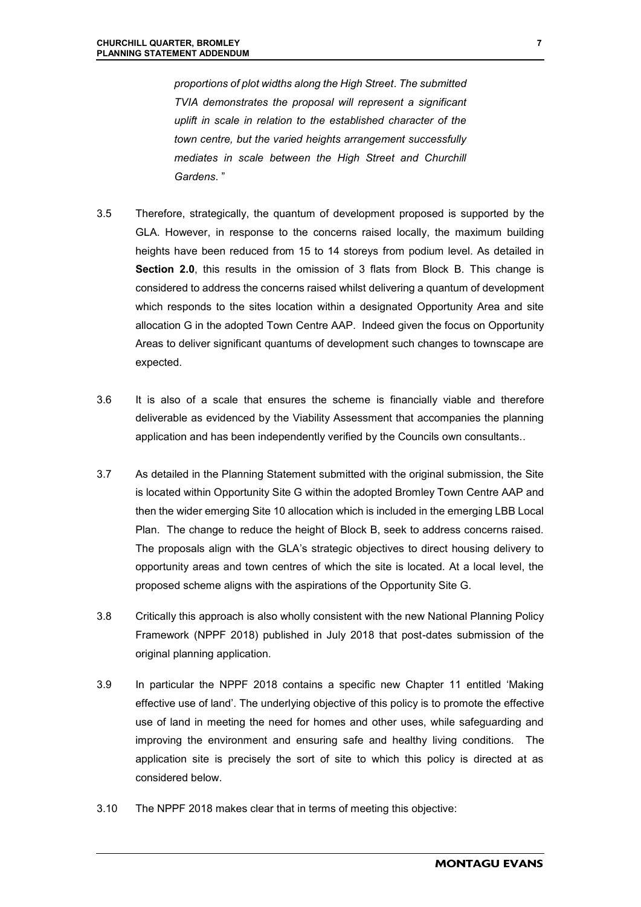*proportions of plot widths along the High Street. The submitted TVIA demonstrates the proposal will represent a significant uplift in scale in relation to the established character of the town centre, but the varied heights arrangement successfully mediates in scale between the High Street and Churchill Gardens.* "

3.5 Therefore, strategically, the quantum of development proposed is supported by the GLA. However, in response to the concerns raised locally, the maximum building heights have been reduced from 15 to 14 storeys from podium level. As detailed in **Section 2.0**, this results in the omission of 3 flats from Block B. This change is considered to address the concerns raised whilst delivering a quantum of development which responds to the sites location within a designated Opportunity Area and site allocation G in the adopted Town Centre AAP. Indeed given the focus on Opportunity Areas to deliver significant quantums of development such changes to townscape are expected.

3.6 It is also of a scale that ensures the scheme is financially viable and therefore deliverable as evidenced by the Viability Assessment that accompanies the planning application and has been independently verified by the Councils own consultants..

3.7 As detailed in the Planning Statement submitted with the original submission, the Site is located within Opportunity Site G within the adopted Bromley Town Centre AAP and then the wider emerging Site 10 allocation which is included in the emerging LBB Local Plan. The change to reduce the height of Block B, seek to address concerns raised. The proposals align with the GLA's strategic objectives to direct housing delivery to opportunity areas and town centres of which the site is located. At a local level, the proposed scheme aligns with the aspirations of the Opportunity Site G.

3.8 Critically this approach is also wholly consistent with the new National Planning Policy Framework (NPPF 2018) published in July 2018 that post-dates submission of the original planning application.

3.9 In particular the NPPF 2018 contains a specific new Chapter 11 entitled 'Making effective use of land'. The underlying objective of this policy is to promote the effective use of land in meeting the need for homes and other uses, while safeguarding and improving the environment and ensuring safe and healthy living conditions. The application site is precisely the sort of site to which this policy is directed at as considered below.

3.10 The NPPF 2018 makes clear that in terms of meeting this objective: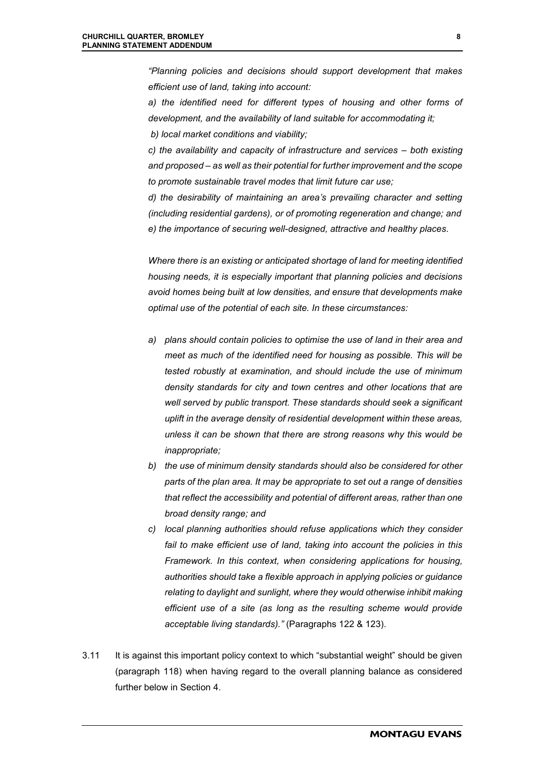*"Planning policies and decisions should support development that makes efficient use of land, taking into account:*

*a) the identified need for different types of housing and other forms of development, and the availability of land suitable for accommodating it;*

*b) local market conditions and viability;*

*c) the availability and capacity of infrastructure and services – both existing and proposed – as well as their potential for further improvement and the scope to promote sustainable travel modes that limit future car use;*

*d) the desirability of maintaining an area's prevailing character and setting (including residential gardens), or of promoting regeneration and change; and*

*e) the importance of securing well-designed, attractive and healthy places.*

*Where there is an existing or anticipated shortage of land for meeting identified housing needs, it is especially important that planning policies and decisions avoid homes being built at low densities, and ensure that developments make optimal use of the potential of each site. In these circumstances:*

*a) plans should contain policies to optimise the use of land in their area and meet as much of the identified need for housing as possible. This will be tested robustly at examination, and should include the use of minimum density standards for city and town centres and other locations that are well served by public transport. These standards should seek a significant uplift in the average density of residential development within these areas, unless it can be shown that there are strong reasons why this would be inappropriate;*

*b) the use of minimum density standards should also be considered for other parts of the plan area. It may be appropriate to set out a range of densities that reflect the accessibility and potential of different areas, rather than one broad density range; and*

*c) local planning authorities should refuse applications which they consider fail to make efficient use of land, taking into account the policies in this Framework. In this context, when considering applications for housing, authorities should take a flexible approach in applying policies or guidance relating to daylight and sunlight, where they would otherwise inhibit making efficient use of a site (as long as the resulting scheme would provide acceptable living standards)."* (Paragraphs 122 & 123).

3.11 It is against this important policy context to which "substantial weight" should be given (paragraph 118) when having regard to the overall planning balance as considered further below in Section 4.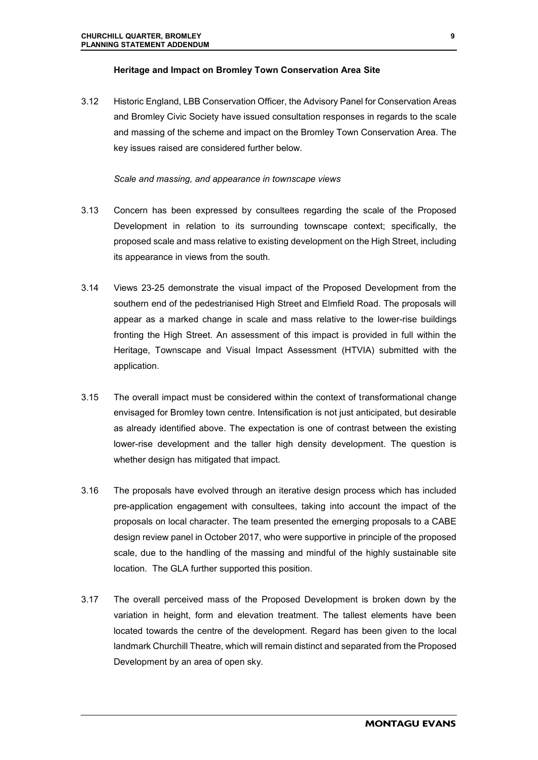### Heritage and Impact on Bromley Town Conservation Area Site

3.12 Historic England, LBB Conservation Officer, the Advisory Panel for Conservation Areas and Bromley Civic Society have issued consultation responses in regards to the scale and massing of the scheme and impact on the Bromley Town Conservation Area. The key issues raised are considered further below.

*Scale and massing, and appearance in townscape views*

3.13 Concern has been expressed by consultees regarding the scale of the Proposed Development in relation to its surrounding townscape context; specifically, the proposed scale and mass relative to existing development on the High Street, including its appearance in views from the south.

3.14 Views 23-25 demonstrate the visual impact of the Proposed Development from the southern end of the pedestrianised High Street and Elmfield Road. The proposals will appear as a marked change in scale and mass relative to the lower-rise buildings fronting the High Street. An assessment of this impact is provided in full within the Heritage, Townscape and Visual Impact Assessment (HTVIA) submitted with the application.

3.15 The overall impact must be considered within the context of transformational change envisaged for Bromley town centre. Intensification is not just anticipated, but desirable as already identified above. The expectation is one of contrast between the existing lower-rise development and the taller high density development. The question is whether design has mitigated that impact.

3.16 The proposals have evolved through an iterative design process which has included pre-application engagement with consultees, taking into account the impact of the proposals on local character. The team presented the emerging proposals to a CABE design review panel in October 2017, who were supportive in principle of the proposed scale, due to the handling of the massing and mindful of the highly sustainable site location. The GLA further supported this position.

3.17 The overall perceived mass of the Proposed Development is broken down by the variation in height, form and elevation treatment. The tallest elements have been located towards the centre of the development. Regard has been given to the local landmark Churchill Theatre, which will remain distinct and separated from the Proposed Development by an area of open sky.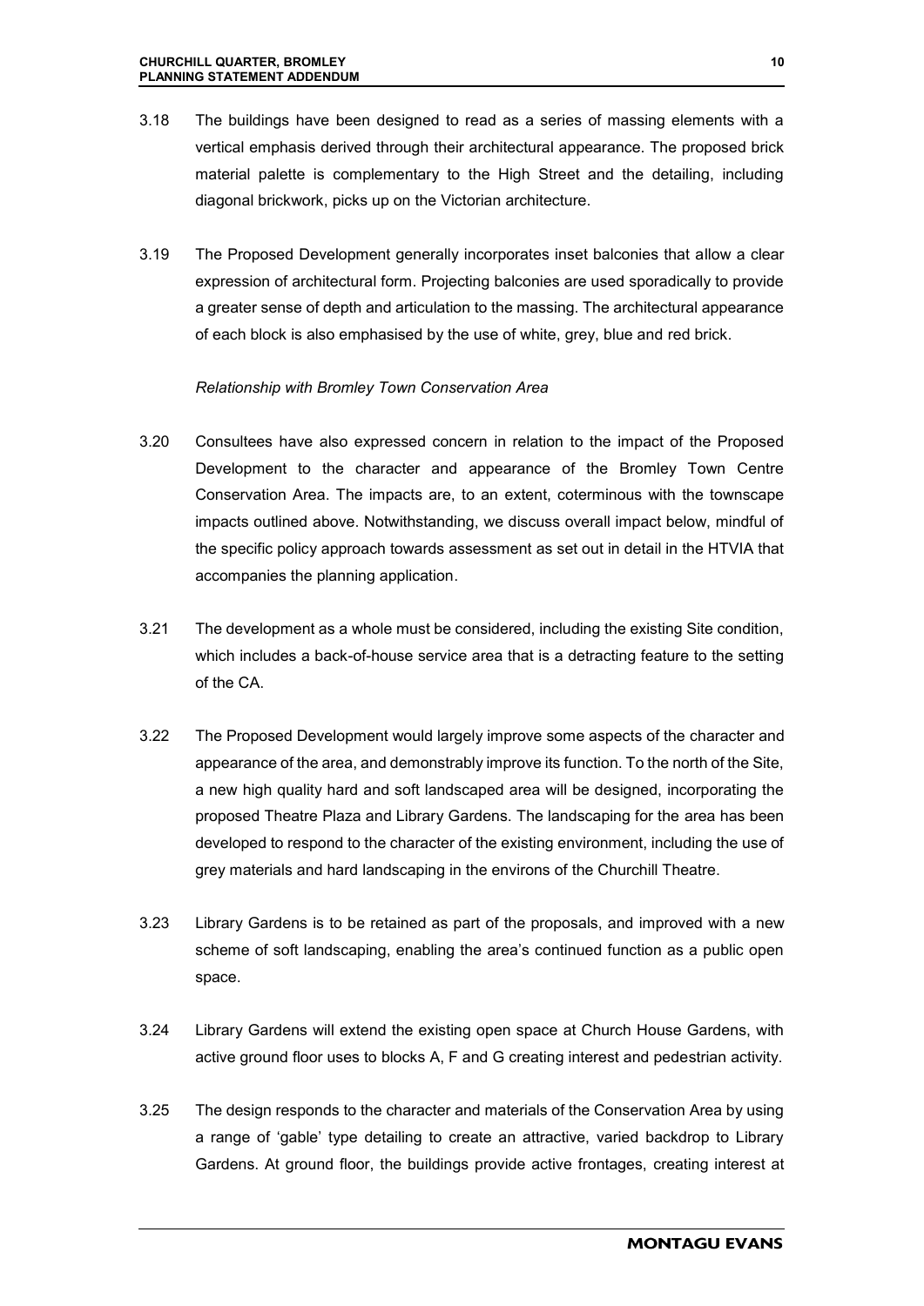3.18 The buildings have been designed to read as a series of massing elements with a vertical emphasis derived through their architectural appearance. The proposed brick material palette is complementary to the High Street and the detailing, including diagonal brickwork, picks up on the Victorian architecture.

3.19 The Proposed Development generally incorporates inset balconies that allow a clear expression of architectural form. Projecting balconies are used sporadically to provide a greater sense of depth and articulation to the massing. The architectural appearance of each block is also emphasised by the use of white, grey, blue and red brick.

*Relationship with Bromley Town Conservation Area*

3.20 Consultees have also expressed concern in relation to the impact of the Proposed Development to the character and appearance of the Bromley Town Centre Conservation Area. The impacts are, to an extent, coterminous with the townscape impacts outlined above. Notwithstanding, we discuss overall impact below, mindful of the specific policy approach towards assessment as set out in detail in the HTVIA that accompanies the planning application.

3.21 The development as a whole must be considered, including the existing Site condition, which includes a back-of-house service area that is a detracting feature to the setting of the CA.

3.22 The Proposed Development would largely improve some aspects of the character and appearance of the area, and demonstrably improve its function. To the north of the Site, a new high quality hard and soft landscaped area will be designed, incorporating the proposed Theatre Plaza and Library Gardens. The landscaping for the area has been developed to respond to the character of the existing environment, including the use of grey materials and hard landscaping in the environs of the Churchill Theatre.

3.23 Library Gardens is to be retained as part of the proposals, and improved with a new scheme of soft landscaping, enabling the area's continued function as a public open space.

3.24 Library Gardens will extend the existing open space at Church House Gardens, with active ground floor uses to blocks A, F and G creating interest and pedestrian activity.

3.25 The design responds to the character and materials of the Conservation Area by using a range of 'gable' type detailing to create an attractive, varied backdrop to Library Gardens. At ground floor, the buildings provide active frontages, creating interest at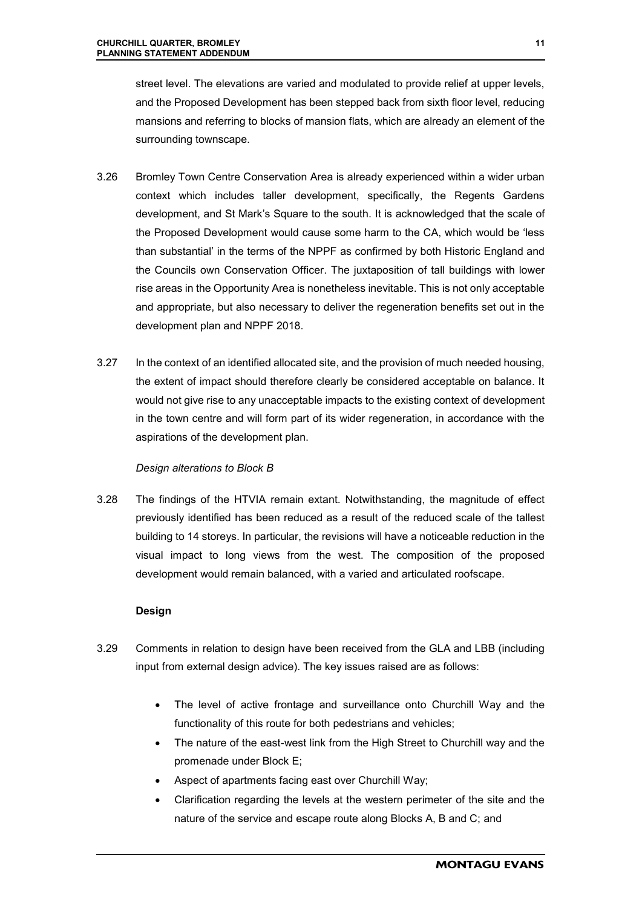street level. The elevations are varied and modulated to provide relief at upper levels, and the Proposed Development has been stepped back from sixth floor level, reducing mansions and referring to blocks of mansion flats, which are already an element of the surrounding townscape.

3.26 Bromley Town Centre Conservation Area is already experienced within a wider urban context which includes taller development, specifically, the Regents Gardens development, and St Mark's Square to the south. It is acknowledged that the scale of the Proposed Development would cause some harm to the CA, which would be 'less than substantial' in the terms of the NPPF as confirmed by both Historic England and the Councils own Conservation Officer. The juxtaposition of tall buildings with lower rise areas in the Opportunity Area is nonetheless inevitable. This is not only acceptable and appropriate, but also necessary to deliver the regeneration benefits set out in the development plan and NPPF 2018.

3.27 In the context of an identified allocated site, and the provision of much needed housing, the extent of impact should therefore clearly be considered acceptable on balance. It would not give rise to any unacceptable impacts to the existing context of development in the town centre and will form part of its wider regeneration, in accordance with the aspirations of the development plan.

*Design alterations to Block B*

3.28 The findings of the HTVIA remain extant. Notwithstanding, the magnitude of effect previously identified has been reduced as a result of the reduced scale of the tallest building to 14 storeys. In particular, the revisions will have a noticeable reduction in the visual impact to long views from the west. The composition of the proposed development would remain balanced, with a varied and articulated roofscape.

**Design**

3.29 Comments in relation to design have been received from the GLA and LBB (including input from external design advice). The key issues raised are as follows:

- The level of active frontage and surveillance onto Churchill Way and the functionality of this route for both pedestrians and vehicles;
- The nature of the east-west link from the High Street to Churchill way and the promenade under Block E;
- Aspect of apartments facing east over Churchill Way;
- Clarification regarding the levels at the western perimeter of the site and the nature of the service and escape route along Blocks A, B and C; and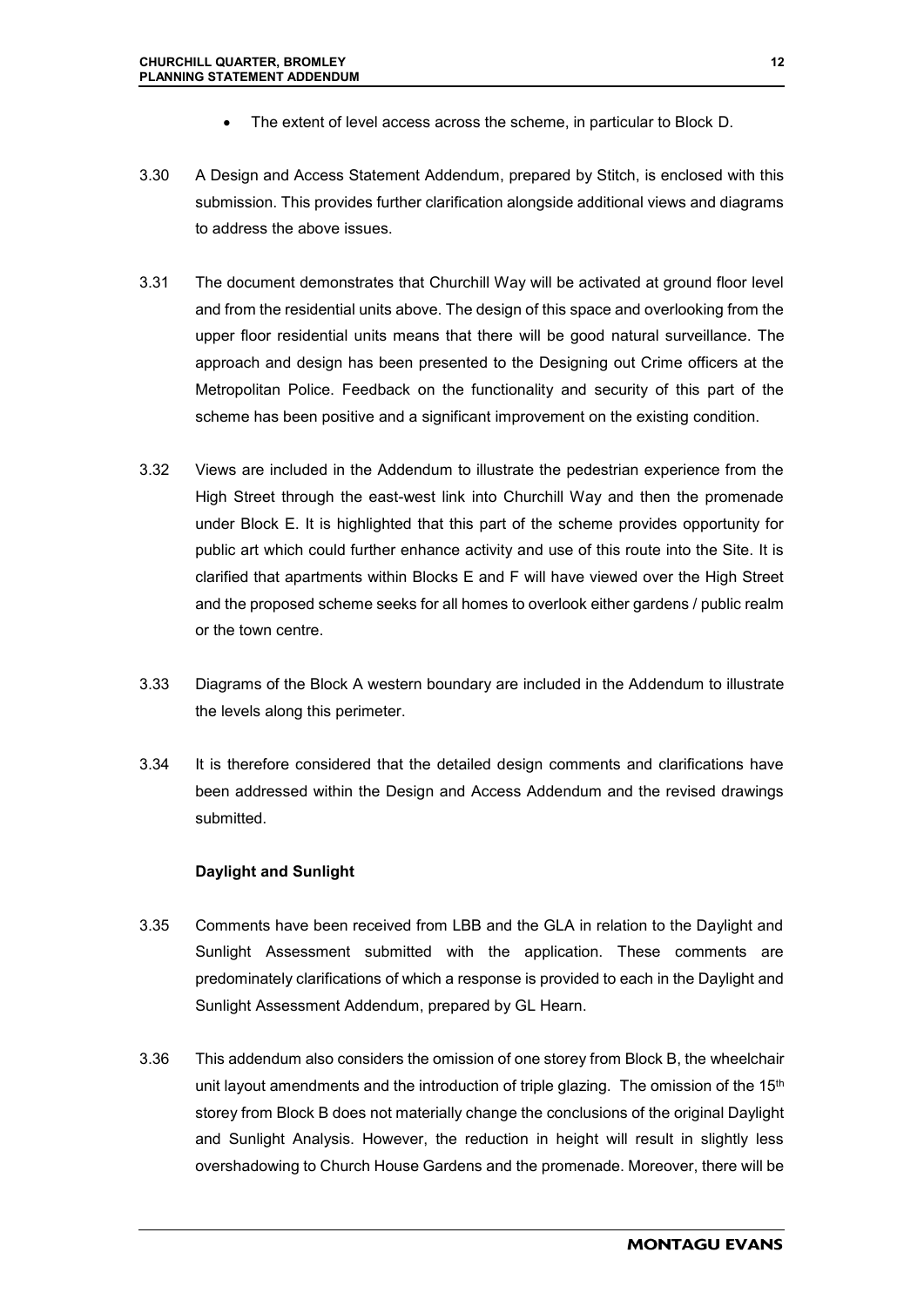- The extent of level access across the scheme, in particular to Block D.

3.30 A Design and Access Statement Addendum, prepared by Stitch, is enclosed with this submission. This provides further clarification alongside additional views and diagrams to address the above issues.

3.31 The document demonstrates that Churchill Way will be activated at ground floor level and from the residential units above. The design of this space and overlooking from the upper floor residential units means that there will be good natural surveillance. The approach and design has been presented to the Designing out Crime officers at the Metropolitan Police. Feedback on the functionality and security of this part of the scheme has been positive and a significant improvement on the existing condition.

3.32 Views are included in the Addendum to illustrate the pedestrian experience from the High Street through the east-west link into Churchill Way and then the promenade under Block E. It is highlighted that this part of the scheme provides opportunity for public art which could further enhance activity and use of this route into the Site. It is clarified that apartments within Blocks E and F will have viewed over the High Street and the proposed scheme seeks for all homes to overlook either gardens / public realm or the town centre.

3.33 Diagrams of the Block A western boundary are included in the Addendum to illustrate the levels along this perimeter.

3.34 It is therefore considered that the detailed design comments and clarifications have been addressed within the Design and Access Addendum and the revised drawings submitted.

**Daylight and Sunlight**

3.35 Comments have been received from LBB and the GLA in relation to the Daylight and Sunlight Assessment submitted with the application. These comments are predominately clarifications of which a response is provided to each in the Daylight and Sunlight Assessment Addendum, prepared by GL Hearn.

3.36 This addendum also considers the omission of one storey from Block B, the wheelchair unit layout amendments and the introduction of triple glazing. The omission of the 15th storey from Block B does not materially change the conclusions of the original Daylight and Sunlight Analysis. However, the reduction in height will result in slightly less overshadowing to Church House Gardens and the promenade. Moreover, there will be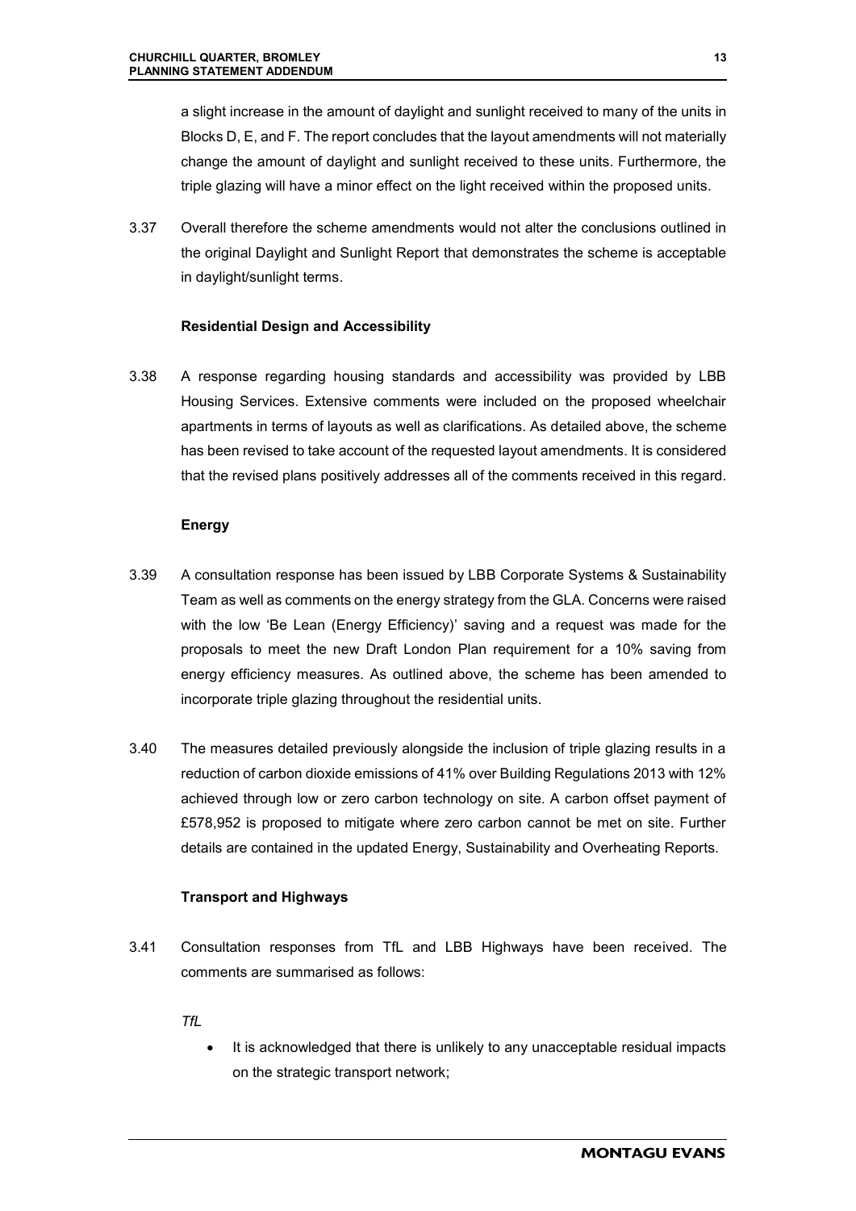a slight increase in the amount of daylight and sunlight received to many of the units in Blocks D, E, and F. The report concludes that the layout amendments will not materially change the amount of daylight and sunlight received to these units. Furthermore, the triple glazing will have a minor effect on the light received within the proposed units.

3.37 Overall therefore the scheme amendments would not alter the conclusions outlined in the original Daylight and Sunlight Report that demonstrates the scheme is acceptable in daylight/sunlight terms.

**Residential Design and Accessibility**

3.38 A response regarding housing standards and accessibility was provided by LBB Housing Services. Extensive comments were included on the proposed wheelchair apartments in terms of layouts as well as clarifications. As detailed above, the scheme has been revised to take account of the requested layout amendments. It is considered that the revised plans positively addresses all of the comments received in this regard.

**Energy**

3.39 A consultation response has been issued by LBB Corporate Systems & Sustainability Team as well as comments on the energy strategy from the GLA. Concerns were raised with the low 'Be Lean (Energy Efficiency)' saving and a request was made for the proposals to meet the new Draft London Plan requirement for a 10% saving from energy efficiency measures. As outlined above, the scheme has been amended to incorporate triple glazing throughout the residential units.

3.40 The measures detailed previously alongside the inclusion of triple glazing results in a reduction of carbon dioxide emissions of 41% over Building Regulations 2013 with 12% achieved through low or zero carbon technology on site. A carbon offset payment of £578,952 is proposed to mitigate where zero carbon cannot be met on site. Further details are contained in the updated Energy, Sustainability and Overheating Reports.

**Transport and Highways**

3.41 Consultation responses from TfL and LBB Highways have been received. The comments are summarised as follows:

*TfL*

- It is acknowledged that there is unlikely to any unacceptable residual impacts on the strategic transport network;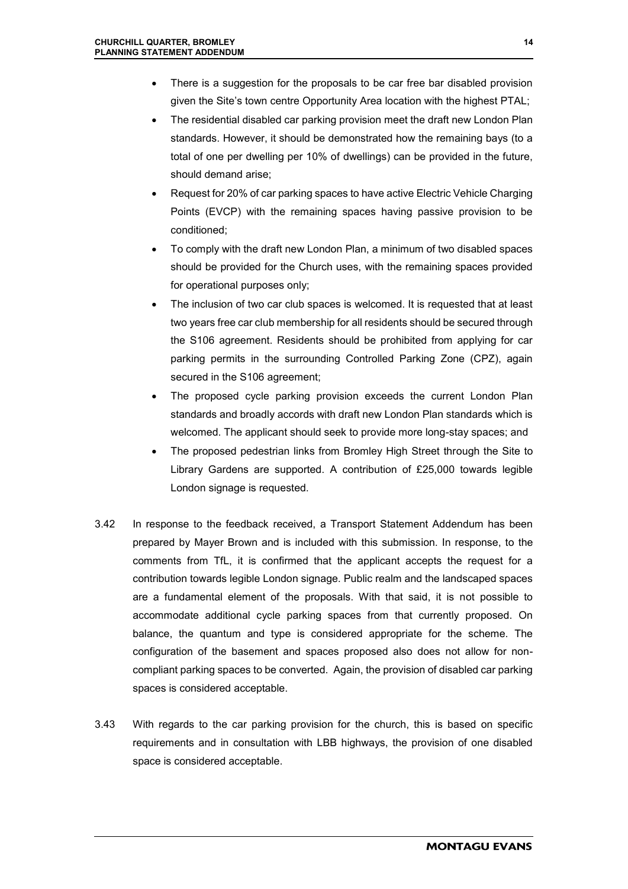- There is a suggestion for the proposals to be car free bar disabled provision given the Site's town centre Opportunity Area location with the highest PTAL;
- The residential disabled car parking provision meet the draft new London Plan standards. However, it should be demonstrated how the remaining bays (to a total of one per dwelling per 10% of dwellings) can be provided in the future, should demand arise;
- Request for 20% of car parking spaces to have active Electric Vehicle Charging Points (EVCP) with the remaining spaces having passive provision to be conditioned;
- To comply with the draft new London Plan, a minimum of two disabled spaces should be provided for the Church uses, with the remaining spaces provided for operational purposes only;
- The inclusion of two car club spaces is welcomed. It is requested that at least two years free car club membership for all residents should be secured through the S106 agreement. Residents should be prohibited from applying for car parking permits in the surrounding Controlled Parking Zone (CPZ), again secured in the S106 agreement;
- The proposed cycle parking provision exceeds the current London Plan standards and broadly accords with draft new London Plan standards which is welcomed. The applicant should seek to provide more long-stay spaces; and
- The proposed pedestrian links from Bromley High Street through the Site to Library Gardens are supported. A contribution of £25,000 towards legible London signage is requested.

3.42 In response to the feedback received, a Transport Statement Addendum has been prepared by Mayer Brown and is included with this submission. In response, to the comments from TfL, it is confirmed that the applicant accepts the request for a contribution towards legible London signage. Public realm and the landscaped spaces are a fundamental element of the proposals. With that said, it is not possible to accommodate additional cycle parking spaces from that currently proposed. On balance, the quantum and type is considered appropriate for the scheme. The configuration of the basement and spaces proposed also does not allow for non-compliant parking spaces to be converted. Again, the provision of disabled car parking spaces is considered acceptable.

3.43 With regards to the car parking provision for the church, this is based on specific requirements and in consultation with LBB highways, the provision of one disabled space is considered acceptable.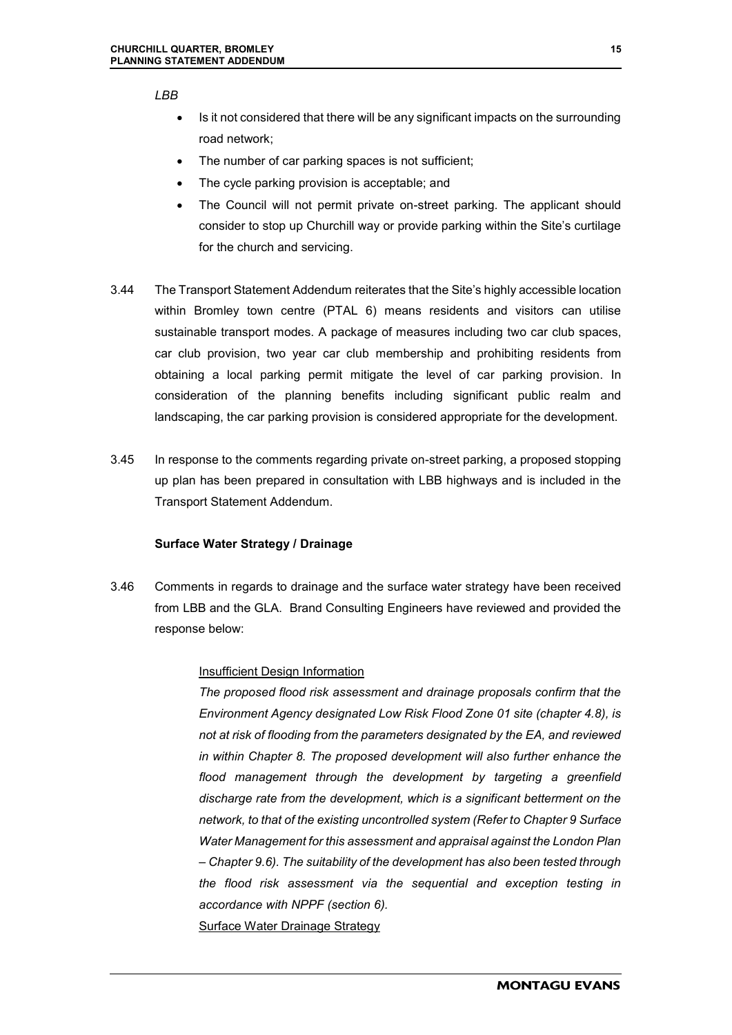*LBB*

- Is it not considered that there will be any significant impacts on the surrounding road network;
- The number of car parking spaces is not sufficient;
- The cycle parking provision is acceptable; and
- The Council will not permit private on-street parking. The applicant should consider to stop up Churchill way or provide parking within the Site's curtilage for the church and servicing.

3.44 The Transport Statement Addendum reiterates that the Site's highly accessible location within Bromley town centre (PTAL 6) means residents and visitors can utilise sustainable transport modes. A package of measures including two car club spaces, car club provision, two year car club membership and prohibiting residents from obtaining a local parking permit mitigate the level of car parking provision. In consideration of the planning benefits including significant public realm and landscaping, the car parking provision is considered appropriate for the development.

3.45 In response to the comments regarding private on-street parking, a proposed stopping up plan has been prepared in consultation with LBB highways and is included in the Transport Statement Addendum.

**Surface Water Strategy / Drainage**

3.46 Comments in regards to drainage and the surface water strategy have been received from LBB and the GLA. Brand Consulting Engineers have reviewed and provided the response below:

Insufficient Design Information

*The proposed flood risk assessment and drainage proposals confirm that the Environment Agency designated Low Risk Flood Zone 01 site (chapter 4.8), is not at risk of flooding from the parameters designated by the EA, and reviewed in within Chapter 8. The proposed development will also further enhance the flood management through the development by targeting a greenfield discharge rate from the development, which is a significant betterment on the network, to that of the existing uncontrolled system (Refer to Chapter 9 Surface Water Management for this assessment and appraisal against the London Plan – Chapter 9.6). The suitability of the development has also been tested through the flood risk assessment via the sequential and exception testing in accordance with NPPF (section 6).*

Surface Water Drainage Strategy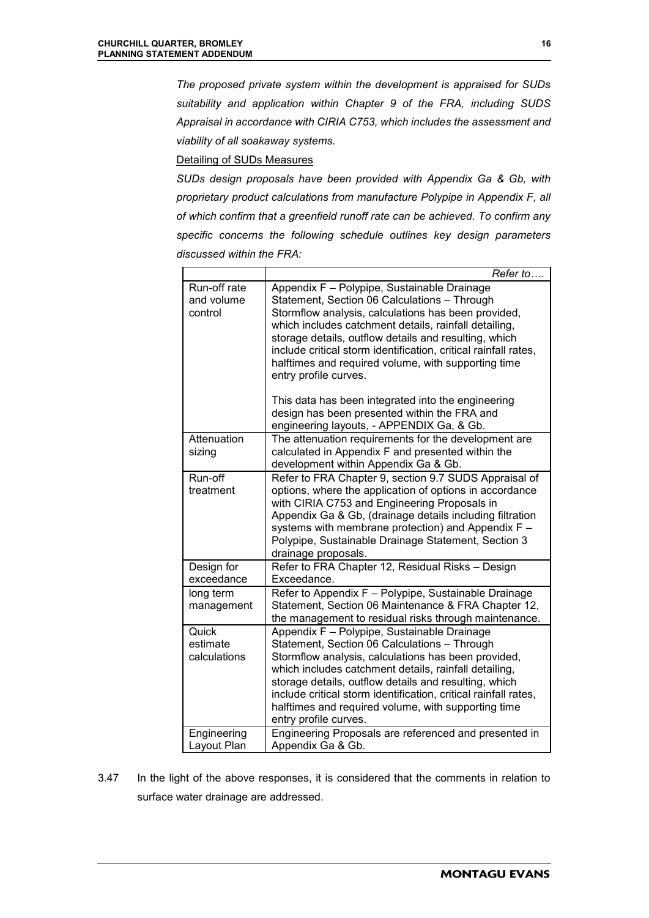*The proposed private system within the development is appraised for SUDs suitability and application within Chapter 9 of the FRA, including SUDS Appraisal in accordance with CIRIA C753, which includes the assessment and viability of all soakaway systems.*

Detailing of SUDs Measures

*SUDs design proposals have been provided with Appendix Ga & Gb, with proprietary product calculations from manufacture Polypipe in Appendix F, all of which confirm that a greenfield runoff rate can be achieved. To confirm any specific concerns the following schedule outlines key design parameters discussed within the FRA:*

| | *Refer to….* |
|---|---|
| Run-off rate and volume control | Appendix F – Polypipe, Sustainable Drainage Statement, Section 06 Calculations – Through Stormflow analysis, calculations has been provided, which includes catchment details, rainfall detailing, storage details, outflow details and resulting, which include critical storm identification, critical rainfall rates, halftimes and required volume, with supporting time entry profile curves.<br><br>This data has been integrated into the engineering design has been presented within the FRA and engineering layouts, - APPENDIX Ga, & Gb. |
| Attenuation sizing | The attenuation requirements for the development are calculated in Appendix F and presented within the development within Appendix Ga & Gb. |
| Run-off treatment | Refer to FRA Chapter 9, section 9.7 SUDS Appraisal of options, where the application of options in accordance with CIRIA C753 and Engineering Proposals in Appendix Ga & Gb, (drainage details including filtration systems with membrane protection) and Appendix F – Polypipe, Sustainable Drainage Statement, Section 3 drainage proposals. |
| Design for exceedance | Refer to FRA Chapter 12, Residual Risks – Design Exceedance. |
| long term management | Refer to Appendix F – Polypipe, Sustainable Drainage Statement, Section 06 Maintenance & FRA Chapter 12, the management to residual risks through maintenance. |
| Quick estimate calculations | Appendix F – Polypipe, Sustainable Drainage Statement, Section 06 Calculations – Through Stormflow analysis, calculations has been provided, which includes catchment details, rainfall detailing, storage details, outflow details and resulting, which include critical storm identification, critical rainfall rates, halftimes and required volume, with supporting time entry profile curves. |
| Engineering Layout Plan | Engineering Proposals are referenced and presented in Appendix Ga & Gb. |

3.47 In the light of the above responses, it is considered that the comments in relation to surface water drainage are addressed.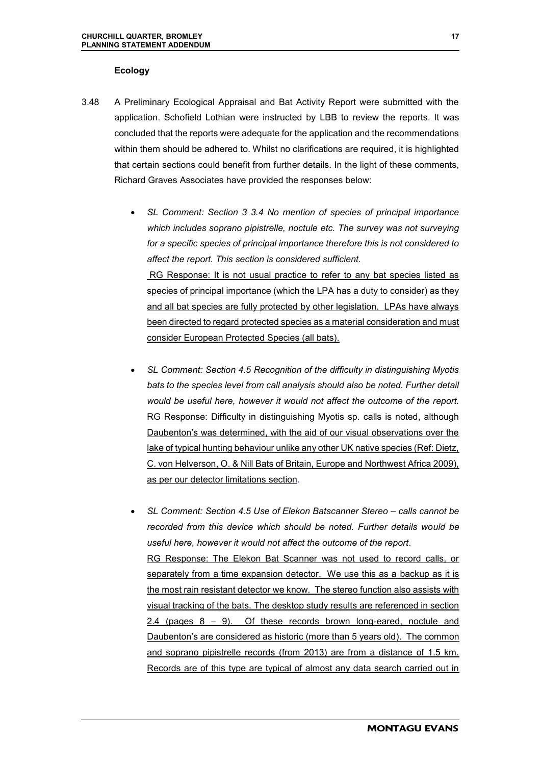**Ecology**

3.48 A Preliminary Ecological Appraisal and Bat Activity Report were submitted with the application. Schofield Lothian were instructed by LBB to review the reports. It was concluded that the reports were adequate for the application and the recommendations within them should be adhered to. Whilst no clarifications are required, it is highlighted that certain sections could benefit from further details. In the light of these comments, Richard Graves Associates have provided the responses below:

- *SL Comment: Section 3 3.4 No mention of species of principal importance which includes soprano pipistrelle, noctule etc. The survey was not surveying for a specific species of principal importance therefore this is not considered to affect the report. This section is considered sufficient.*

  RG Response: It is not usual practice to refer to any bat species listed as species of principal importance (which the LPA has a duty to consider) as they and all bat species are fully protected by other legislation. LPAs have always been directed to regard protected species as a material consideration and must consider European Protected Species (all bats).

- *SL Comment: Section 4.5 Recognition of the difficulty in distinguishing Myotis bats to the species level from call analysis should also be noted. Further detail would be useful here, however it would not affect the outcome of the report.*
  RG Response: Difficulty in distinguishing Myotis sp. calls is noted, although Daubenton's was determined, with the aid of our visual observations over the lake of typical hunting behaviour unlike any other UK native species (Ref: Dietz, C. von Helverson, O. & Nill Bats of Britain, Europe and Northwest Africa 2009), as per our detector limitations section.

- *SL Comment: Section 4.5 Use of Elekon Batscanner Stereo – calls cannot be recorded from this device which should be noted. Further details would be useful here, however it would not affect the outcome of the report*.
  RG Response: The Elekon Bat Scanner was not used to record calls, or separately from a time expansion detector. We use this as a backup as it is the most rain resistant detector we know. The stereo function also assists with visual tracking of the bats. The desktop study results are referenced in section 2.4 (pages 8 – 9). Of these records brown long-eared, noctule and Daubenton's are considered as historic (more than 5 years old). The common and soprano pipistrelle records (from 2013) are from a distance of 1.5 km. Records are of this type are typical of almost any data search carried out in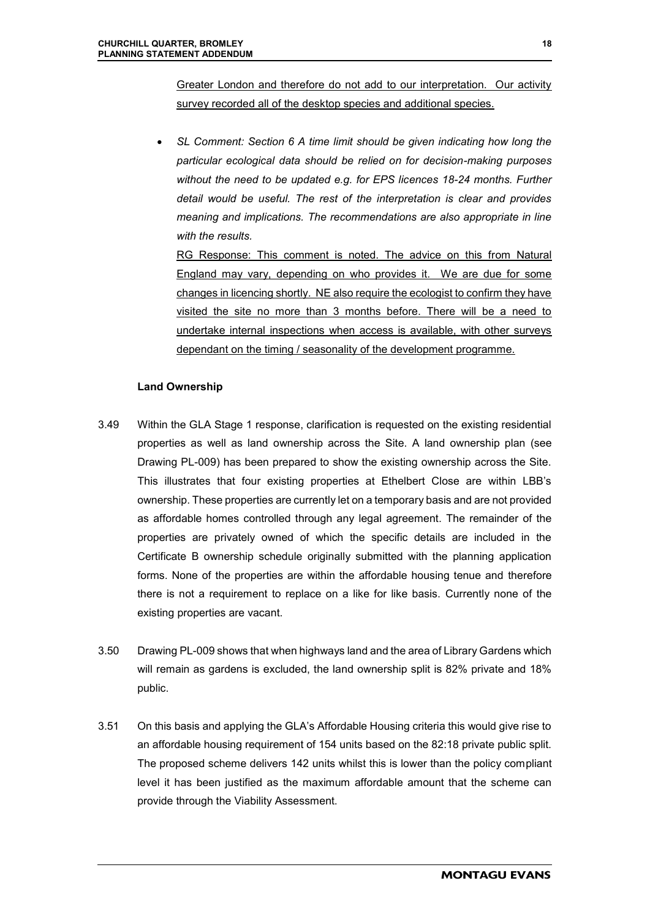Greater London and therefore do not add to our interpretation. Our activity survey recorded all of the desktop species and additional species.

- *SL Comment: Section 6 A time limit should be given indicating how long the particular ecological data should be relied on for decision-making purposes without the need to be updated e.g. for EPS licences 18-24 months. Further detail would be useful. The rest of the interpretation is clear and provides meaning and implications. The recommendations are also appropriate in line with the results.*

  RG Response: This comment is noted. The advice on this from Natural England may vary, depending on who provides it. We are due for some changes in licencing shortly. NE also require the ecologist to confirm they have visited the site no more than 3 months before. There will be a need to undertake internal inspections when access is available, with other surveys dependant on the timing / seasonality of the development programme.

**Land Ownership**

3.49 Within the GLA Stage 1 response, clarification is requested on the existing residential properties as well as land ownership across the Site. A land ownership plan (see Drawing PL-009) has been prepared to show the existing ownership across the Site. This illustrates that four existing properties at Ethelbert Close are within LBB's ownership. These properties are currently let on a temporary basis and are not provided as affordable homes controlled through any legal agreement. The remainder of the properties are privately owned of which the specific details are included in the Certificate B ownership schedule originally submitted with the planning application forms. None of the properties are within the affordable housing tenue and therefore there is not a requirement to replace on a like for like basis. Currently none of the existing properties are vacant.

3.50 Drawing PL-009 shows that when highways land and the area of Library Gardens which will remain as gardens is excluded, the land ownership split is 82% private and 18% public.

3.51 On this basis and applying the GLA's Affordable Housing criteria this would give rise to an affordable housing requirement of 154 units based on the 82:18 private public split. The proposed scheme delivers 142 units whilst this is lower than the policy compliant level it has been justified as the maximum affordable amount that the scheme can provide through the Viability Assessment.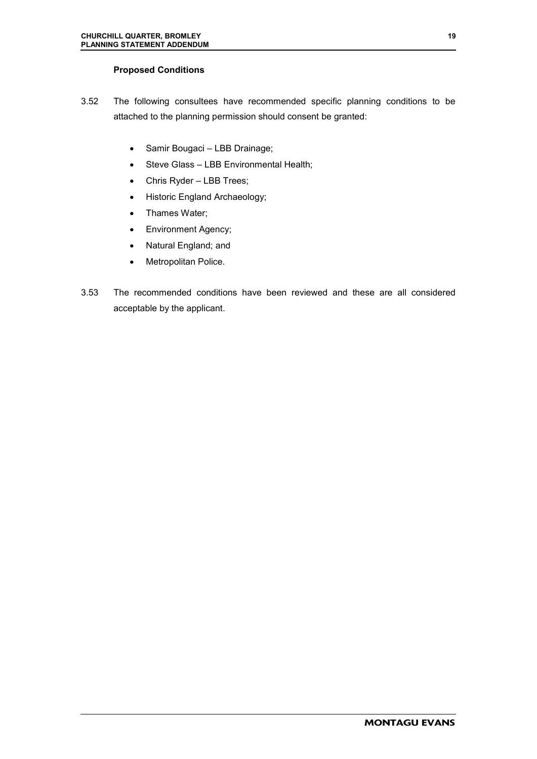### Proposed Conditions

3.52 The following consultees have recommended specific planning conditions to be attached to the planning permission should consent be granted:

- Samir Bougaci – LBB Drainage;
- Steve Glass – LBB Environmental Health;
- Chris Ryder – LBB Trees;
- Historic England Archaeology;
- Thames Water;
- Environment Agency;
- Natural England; and
- Metropolitan Police.

3.53 The recommended conditions have been reviewed and these are all considered acceptable by the applicant.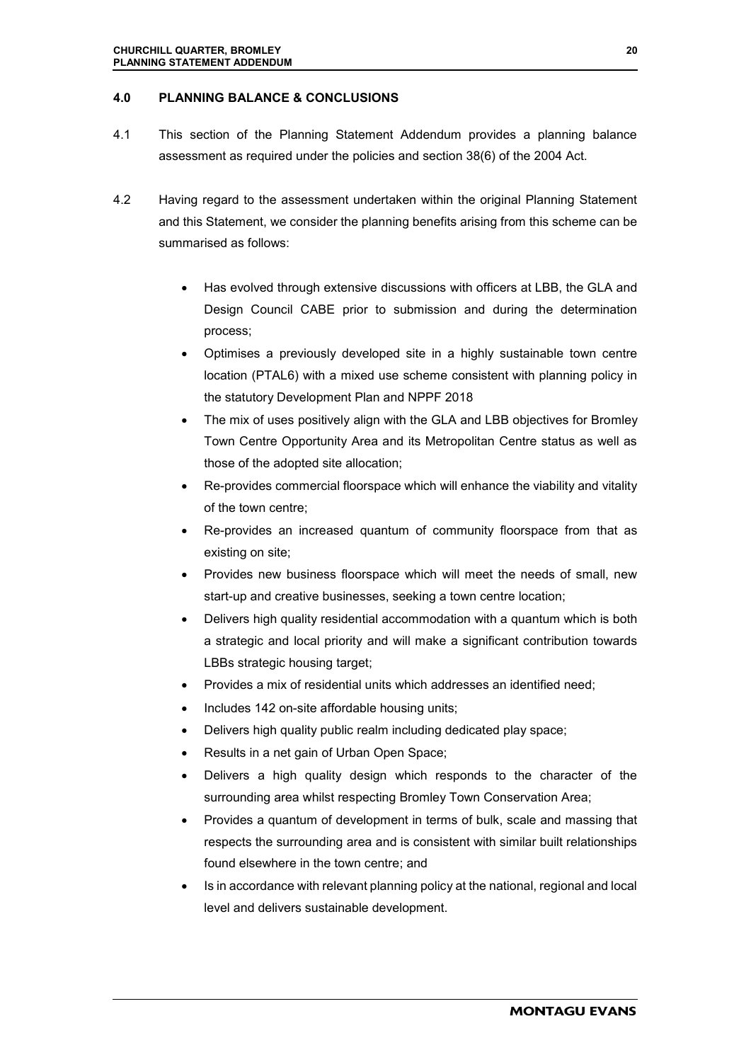## 4.0 PLANNING BALANCE & CONCLUSIONS

4.1 This section of the Planning Statement Addendum provides a planning balance assessment as required under the policies and section 38(6) of the 2004 Act.

4.2 Having regard to the assessment undertaken within the original Planning Statement and this Statement, we consider the planning benefits arising from this scheme can be summarised as follows:

- Has evolved through extensive discussions with officers at LBB, the GLA and Design Council CABE prior to submission and during the determination process;
- Optimises a previously developed site in a highly sustainable town centre location (PTAL6) with a mixed use scheme consistent with planning policy in the statutory Development Plan and NPPF 2018
- The mix of uses positively align with the GLA and LBB objectives for Bromley Town Centre Opportunity Area and its Metropolitan Centre status as well as those of the adopted site allocation;
- Re-provides commercial floorspace which will enhance the viability and vitality of the town centre;
- Re-provides an increased quantum of community floorspace from that as existing on site;
- Provides new business floorspace which will meet the needs of small, new start-up and creative businesses, seeking a town centre location;
- Delivers high quality residential accommodation with a quantum which is both a strategic and local priority and will make a significant contribution towards LBBs strategic housing target;
- Provides a mix of residential units which addresses an identified need;
- Includes 142 on-site affordable housing units;
- Delivers high quality public realm including dedicated play space;
- Results in a net gain of Urban Open Space;
- Delivers a high quality design which responds to the character of the surrounding area whilst respecting Bromley Town Conservation Area;
- Provides a quantum of development in terms of bulk, scale and massing that respects the surrounding area and is consistent with similar built relationships found elsewhere in the town centre; and
- Is in accordance with relevant planning policy at the national, regional and local level and delivers sustainable development.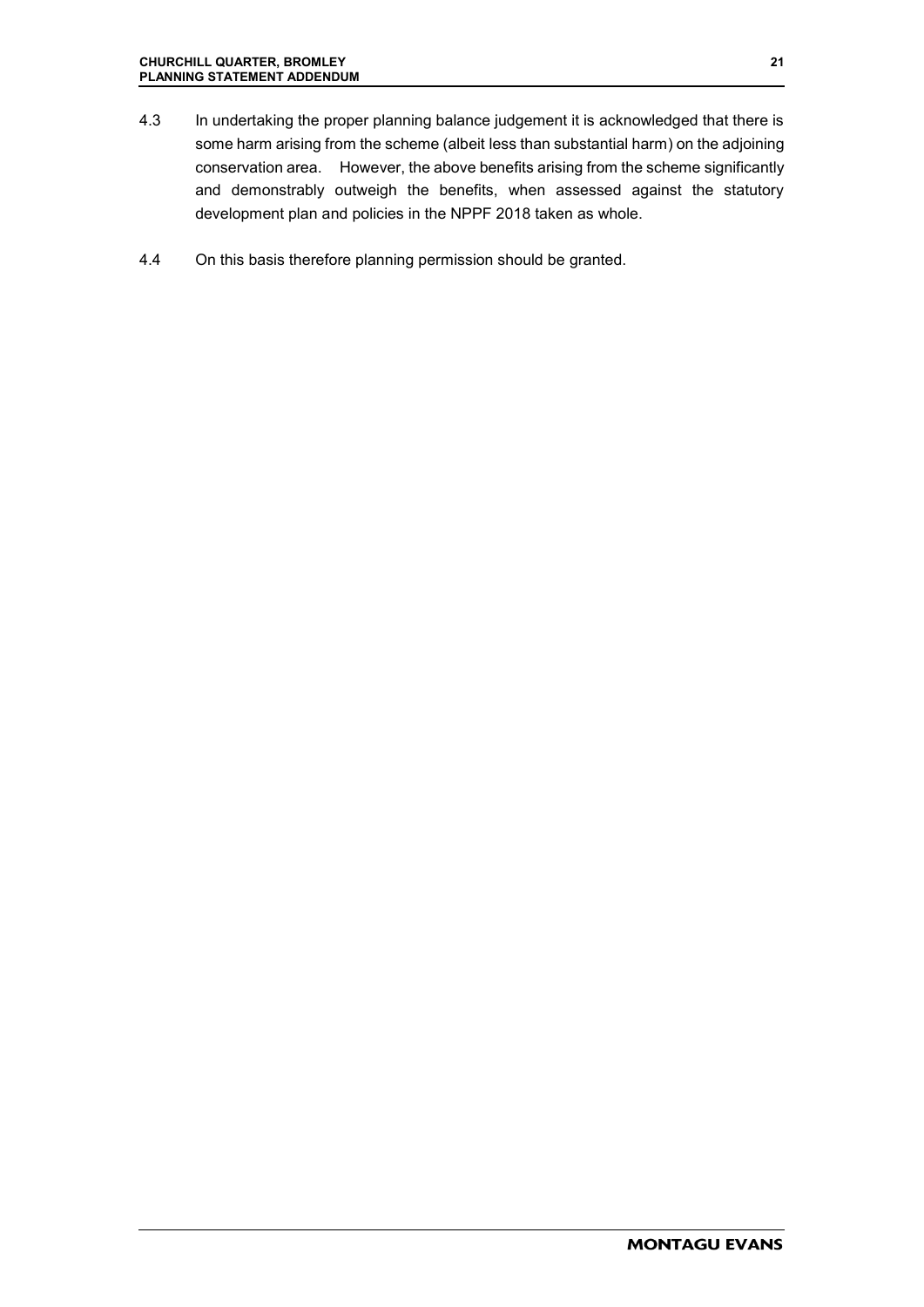4.3 In undertaking the proper planning balance judgement it is acknowledged that there is some harm arising from the scheme (albeit less than substantial harm) on the adjoining conservation area. However, the above benefits arising from the scheme significantly and demonstrably outweigh the benefits, when assessed against the statutory development plan and policies in the NPPF 2018 taken as whole.

4.4 On this basis therefore planning permission should be granted.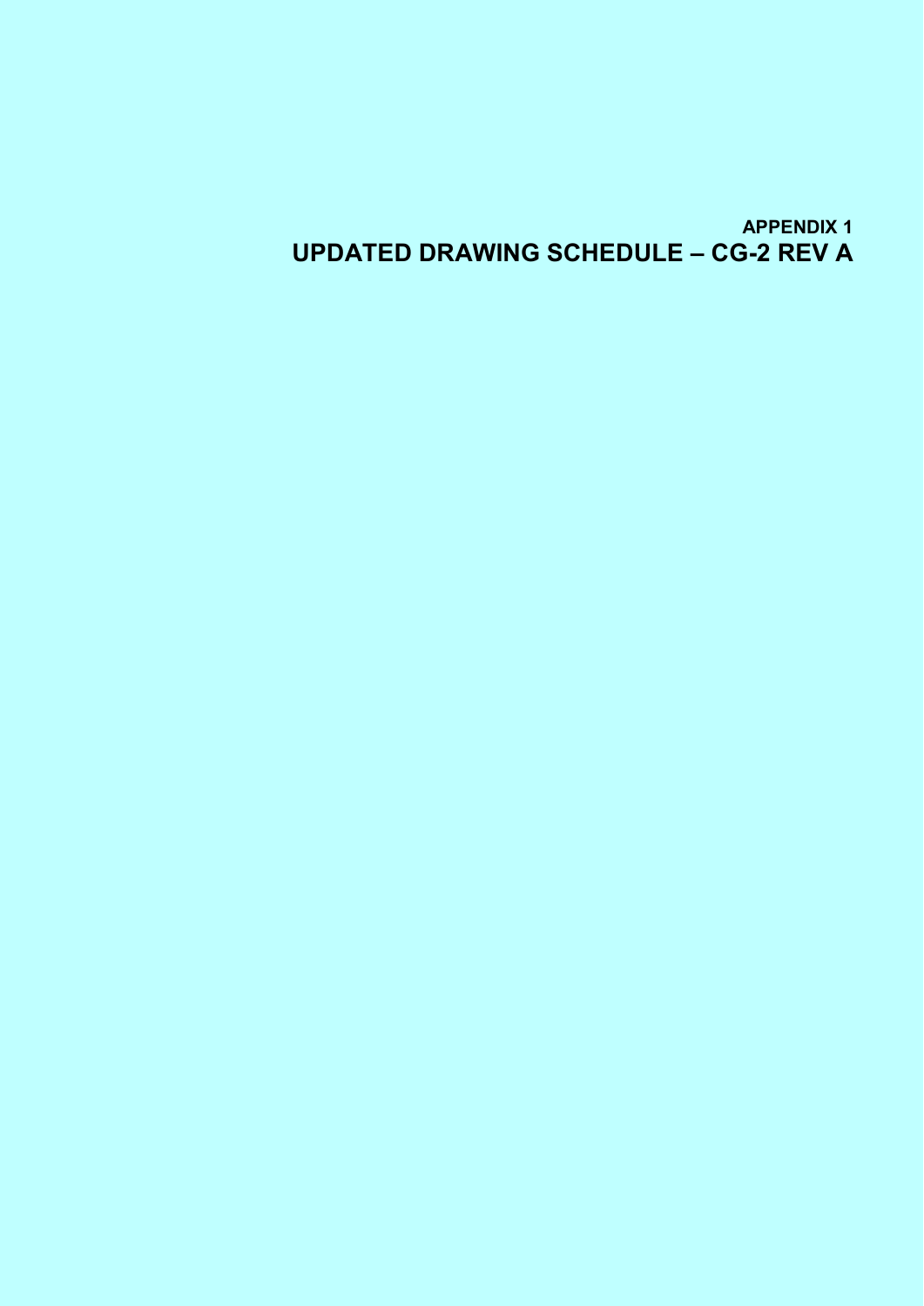# APPENDIX 1
# UPDATED DRAWING SCHEDULE – CG-2 REV A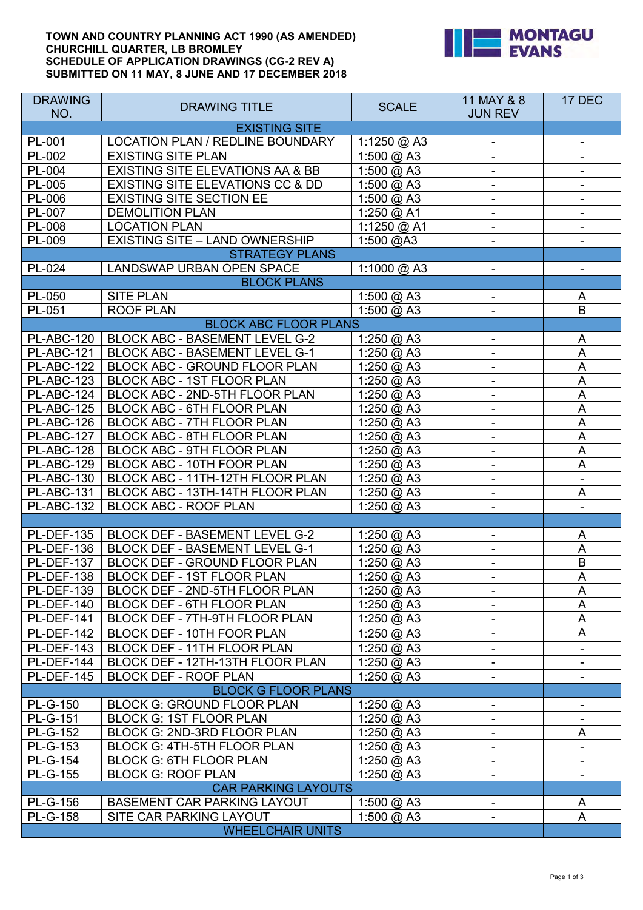**TOWN AND COUNTRY PLANNING ACT 1990 (AS AMENDED)**
**CHURCHILL QUARTER, LB BROMLEY**
**SCHEDULE OF APPLICATION DRAWINGS (CG-2 REV A)**
**SUBMITTED ON 11 MAY, 8 JUNE AND 17 DECEMBER 2018**

| DRAWING NO. | DRAWING TITLE | SCALE | 11 MAY & 8 JUN REV | 17 DEC |
|---|---|---|---|---|
| EXISTING SITE | | | | |
| PL-001 | LOCATION PLAN / REDLINE BOUNDARY | 1:1250 @ A3 | - | - |
| PL-002 | EXISTING SITE PLAN | 1:500 @ A3 | - | - |
| PL-004 | EXISTING SITE ELEVATIONS AA & BB | 1:500 @ A3 | - | - |
| PL-005 | EXISTING SITE ELEVATIONS CC & DD | 1:500 @ A3 | - | - |
| PL-006 | EXISTING SITE SECTION EE | 1:500 @ A3 | - | - |
| PL-007 | DEMOLITION PLAN | 1:250 @ A1 | - | - |
| PL-008 | LOCATION PLAN | 1:1250 @ A1 | - | - |
| PL-009 | EXISTING SITE – LAND OWNERSHIP | 1:500 @A3 | - | - |
| STRATEGY PLANS | | | | |
| PL-024 | LANDSWAP URBAN OPEN SPACE | 1:1000 @ A3 | - | - |
| BLOCK PLANS | | | | |
| PL-050 | SITE PLAN | 1:500 @ A3 | - | A |
| PL-051 | ROOF PLAN | 1:500 @ A3 | - | B |
| BLOCK ABC FLOOR PLANS | | | | |
| PL-ABC-120 | BLOCK ABC - BASEMENT LEVEL G-2 | 1:250 @ A3 | - | A |
| PL-ABC-121 | BLOCK ABC - BASEMENT LEVEL G-1 | 1:250 @ A3 | - | A |
| PL-ABC-122 | BLOCK ABC - GROUND FLOOR PLAN | 1:250 @ A3 | - | A |
| PL-ABC-123 | BLOCK ABC - 1ST FLOOR PLAN | 1:250 @ A3 | - | A |
| PL-ABC-124 | BLOCK ABC - 2ND-5TH FLOOR PLAN | 1:250 @ A3 | - | A |
| PL-ABC-125 | BLOCK ABC - 6TH FLOOR PLAN | 1:250 @ A3 | - | A |
| PL-ABC-126 | BLOCK ABC - 7TH FLOOR PLAN | 1:250 @ A3 | - | A |
| PL-ABC-127 | BLOCK ABC - 8TH FLOOR PLAN | 1:250 @ A3 | - | A |
| PL-ABC-128 | BLOCK ABC - 9TH FLOOR PLAN | 1:250 @ A3 | - | A |
| PL-ABC-129 | BLOCK ABC - 10TH FLOOR PLAN | 1:250 @ A3 | - | A |
| PL-ABC-130 | BLOCK ABC - 11TH-12TH FLOOR PLAN | 1:250 @ A3 | - | - |
| PL-ABC-131 | BLOCK ABC - 13TH-14TH FLOOR PLAN | 1:250 @ A3 | - | A |
| PL-ABC-132 | BLOCK ABC - ROOF PLAN | 1:250 @ A3 | - | - |
| | | | | |
| PL-DEF-135 | BLOCK DEF - BASEMENT LEVEL G-2 | 1:250 @ A3 | - | A |
| PL-DEF-136 | BLOCK DEF - BASEMENT LEVEL G-1 | 1:250 @ A3 | - | A |
| PL-DEF-137 | BLOCK DEF - GROUND FLOOR PLAN | 1:250 @ A3 | - | B |
| PL-DEF-138 | BLOCK DEF - 1ST FLOOR PLAN | 1:250 @ A3 | - | A |
| PL-DEF-139 | BLOCK DEF - 2ND-5TH FLOOR PLAN | 1:250 @ A3 | - | A |
| PL-DEF-140 | BLOCK DEF - 6TH FLOOR PLAN | 1:250 @ A3 | - | A |
| PL-DEF-141 | BLOCK DEF - 7TH-9TH FLOOR PLAN | 1:250 @ A3 | - | A |
| PL-DEF-142 | BLOCK DEF - 10TH FOOR PLAN | 1:250 @ A3 | - | A |
| PL-DEF-143 | BLOCK DEF - 11TH FLOOR PLAN | 1:250 @ A3 | - | - |
| PL-DEF-144 | BLOCK DEF - 12TH-13TH FLOOR PLAN | 1:250 @ A3 | - | - |
| PL-DEF-145 | BLOCK DEF - ROOF PLAN | 1:250 @ A3 | - | - |
| BLOCK G FLOOR PLANS | | | | |
| PL-G-150 | BLOCK G: GROUND FLOOR PLAN | 1:250 @ A3 | - | - |
| PL-G-151 | BLOCK G: 1ST FLOOR PLAN | 1:250 @ A3 | - | - |
| PL-G-152 | BLOCK G: 2ND-3RD FLOOR PLAN | 1:250 @ A3 | - | A |
| PL-G-153 | BLOCK G: 4TH-5TH FLOOR PLAN | 1:250 @ A3 | - | - |
| PL-G-154 | BLOCK G: 6TH FLOOR PLAN | 1:250 @ A3 | - | - |
| PL-G-155 | BLOCK G: ROOF PLAN | 1:250 @ A3 | - | - |
| CAR PARKING LAYOUTS | | | | |
| PL-G-156 | BASEMENT CAR PARKING LAYOUT | 1:500 @ A3 | - | A |
| PL-G-158 | SITE CAR PARKING LAYOUT | 1:500 @ A3 | - | A |
| WHEELCHAIR UNITS | | | | |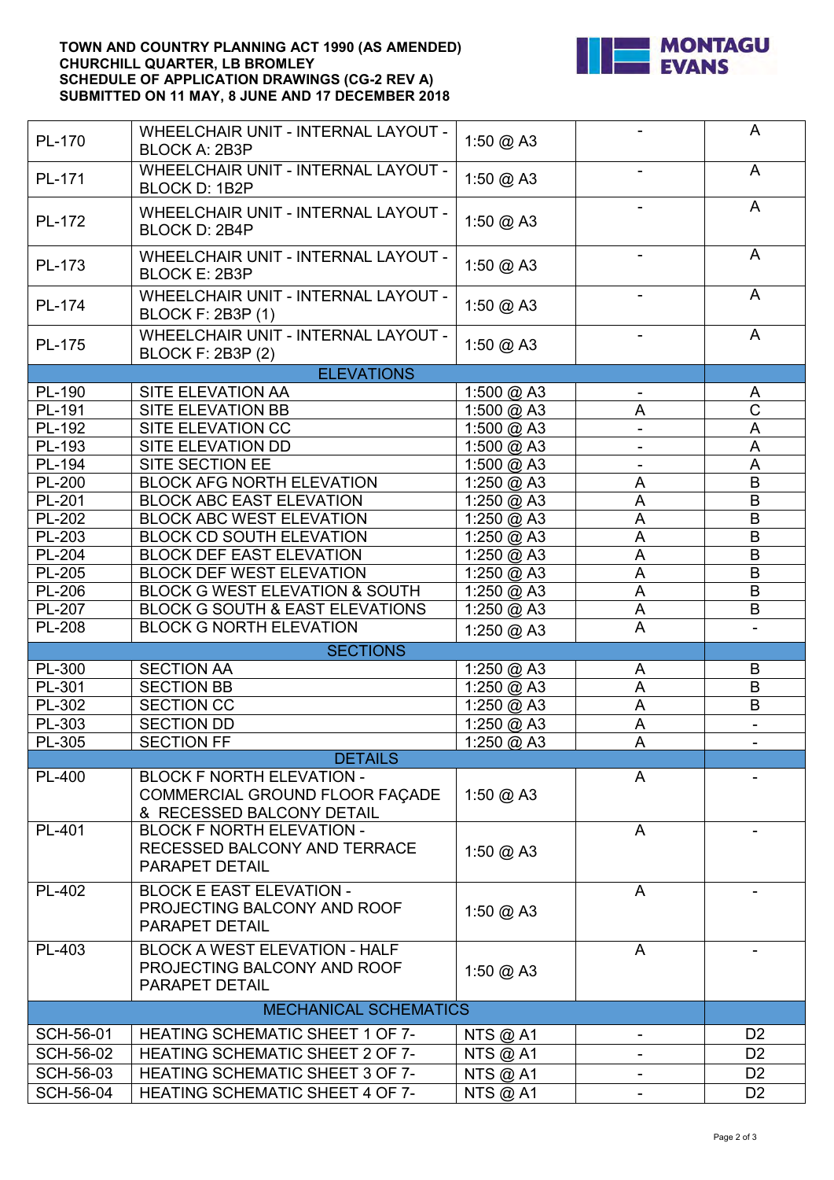**TOWN AND COUNTRY PLANNING ACT 1990 (AS AMENDED)**
**CHURCHILL QUARTER, LB BROMLEY**
**SCHEDULE OF APPLICATION DRAWINGS (CG-2 REV A)**
**SUBMITTED ON 11 MAY, 8 JUNE AND 17 DECEMBER 2018**

| | | | | |
|---|---|---|---|---|
| PL-170 | WHEELCHAIR UNIT - INTERNAL LAYOUT - BLOCK A: 2B3P | 1:50 @ A3 | - | A |
| PL-171 | WHEELCHAIR UNIT - INTERNAL LAYOUT - BLOCK D: 1B2P | 1:50 @ A3 | - | A |
| PL-172 | WHEELCHAIR UNIT - INTERNAL LAYOUT - BLOCK D: 2B4P | 1:50 @ A3 | - | A |
| PL-173 | WHEELCHAIR UNIT - INTERNAL LAYOUT - BLOCK E: 2B3P | 1:50 @ A3 | - | A |
| PL-174 | WHEELCHAIR UNIT - INTERNAL LAYOUT - BLOCK F: 2B3P (1) | 1:50 @ A3 | - | A |
| PL-175 | WHEELCHAIR UNIT - INTERNAL LAYOUT - BLOCK F: 2B3P (2) | 1:50 @ A3 | - | A |
| | ELEVATIONS | | | |
| PL-190 | SITE ELEVATION AA | 1:500 @ A3 | - | A |
| PL-191 | SITE ELEVATION BB | 1:500 @ A3 | A | C |
| PL-192 | SITE ELEVATION CC | 1:500 @ A3 | - | A |
| PL-193 | SITE ELEVATION DD | 1:500 @ A3 | - | A |
| PL-194 | SITE SECTION EE | 1:500 @ A3 | - | A |
| PL-200 | BLOCK AFG NORTH ELEVATION | 1:250 @ A3 | A | B |
| PL-201 | BLOCK ABC EAST ELEVATION | 1:250 @ A3 | A | B |
| PL-202 | BLOCK ABC WEST ELEVATION | 1:250 @ A3 | A | B |
| PL-203 | BLOCK CD SOUTH ELEVATION | 1:250 @ A3 | A | B |
| PL-204 | BLOCK DEF EAST ELEVATION | 1:250 @ A3 | A | B |
| PL-205 | BLOCK DEF WEST ELEVATION | 1:250 @ A3 | A | B |
| PL-206 | BLOCK G WEST ELEVATION & SOUTH | 1:250 @ A3 | A | B |
| PL-207 | BLOCK G SOUTH & EAST ELEVATIONS | 1:250 @ A3 | A | B |
| PL-208 | BLOCK G NORTH ELEVATION | 1:250 @ A3 | A | - |
| | SECTIONS | | | |
| PL-300 | SECTION AA | 1:250 @ A3 | A | B |
| PL-301 | SECTION BB | 1:250 @ A3 | A | B |
| PL-302 | SECTION CC | 1:250 @ A3 | A | B |
| PL-303 | SECTION DD | 1:250 @ A3 | A | - |
| PL-305 | SECTION FF | 1:250 @ A3 | A | - |
| | DETAILS | | | |
| PL-400 | BLOCK F NORTH ELEVATION - COMMERCIAL GROUND FLOOR FAÇADE & RECESSED BALCONY DETAIL | 1:50 @ A3 | A | - |
| PL-401 | BLOCK F NORTH ELEVATION - RECESSED BALCONY AND TERRACE PARAPET DETAIL | 1:50 @ A3 | A | - |
| PL-402 | BLOCK E EAST ELEVATION - PROJECTING BALCONY AND ROOF PARAPET DETAIL | 1:50 @ A3 | A | - |
| PL-403 | BLOCK A WEST ELEVATION - HALF PROJECTING BALCONY AND ROOF PARAPET DETAIL | 1:50 @ A3 | A | - |
| | MECHANICAL SCHEMATICS | | | |
| SCH-56-01 | HEATING SCHEMATIC SHEET 1 OF 7- | NTS @ A1 | - | D2 |
| SCH-56-02 | HEATING SCHEMATIC SHEET 2 OF 7- | NTS @ A1 | - | D2 |
| SCH-56-03 | HEATING SCHEMATIC SHEET 3 OF 7- | NTS @ A1 | - | D2 |
| SCH-56-04 | HEATING SCHEMATIC SHEET 4 OF 7- | NTS @ A1 | - | D2 |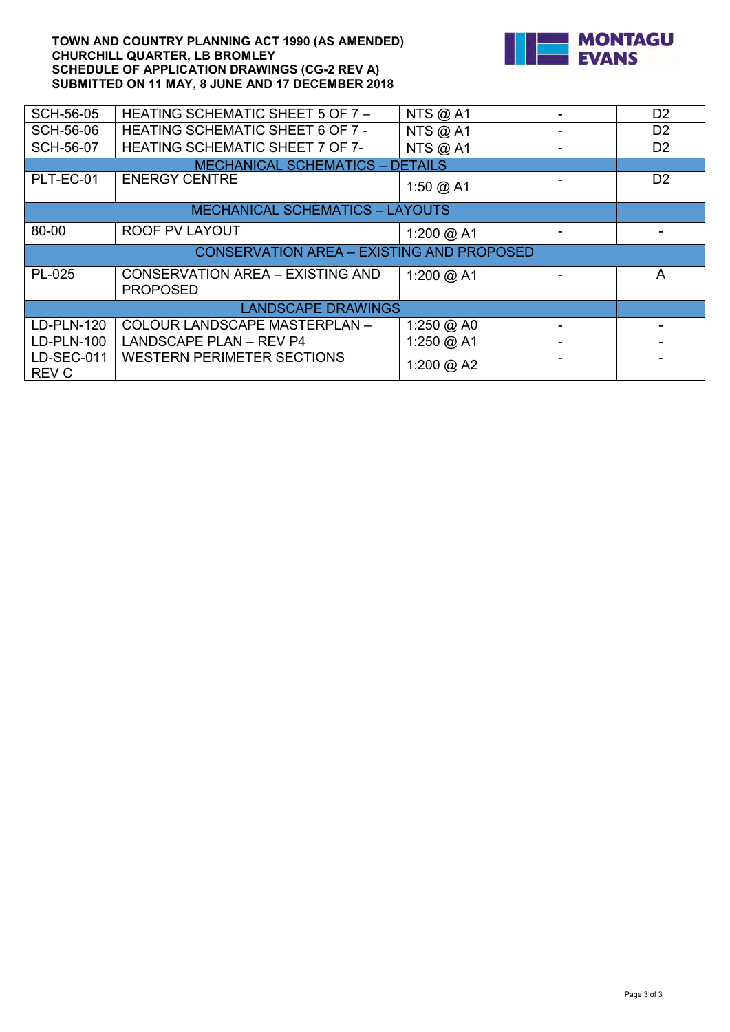**TOWN AND COUNTRY PLANNING ACT 1990 (AS AMENDED)**
**CHURCHILL QUARTER, LB BROMLEY**
**SCHEDULE OF APPLICATION DRAWINGS (CG-2 REV A)**
**SUBMITTED ON 11 MAY, 8 JUNE AND 17 DECEMBER 2018**

| | | | | |
|---|---|---|---|---|
| SCH-56-05 | HEATING SCHEMATIC SHEET 5 OF 7 – | NTS @ A1 | - | D2 |
| SCH-56-06 | HEATING SCHEMATIC SHEET 6 OF 7 - | NTS @ A1 | - | D2 |
| SCH-56-07 | HEATING SCHEMATIC SHEET 7 OF 7- | NTS @ A1 | - | D2 |
| MECHANICAL SCHEMATICS – DETAILS | | | | |
| PLT-EC-01 | ENERGY CENTRE | 1:50 @ A1 | - | D2 |
| MECHANICAL SCHEMATICS – LAYOUTS | | | | |
| 80-00 | ROOF PV LAYOUT | 1:200 @ A1 | - | - |
| CONSERVATION AREA – EXISTING AND PROPOSED | | | | |
| PL-025 | CONSERVATION AREA – EXISTING AND PROPOSED | 1:200 @ A1 | - | A |
| LANDSCAPE DRAWINGS | | | | |
| LD-PLN-120 | COLOUR LANDSCAPE MASTERPLAN – | 1:250 @ A0 | - | - |
| LD-PLN-100 | LANDSCAPE PLAN – REV P4 | 1:250 @ A1 | - | - |
| LD-SEC-011 REV C | WESTERN PERIMETER SECTIONS | 1:200 @ A2 | - | - |